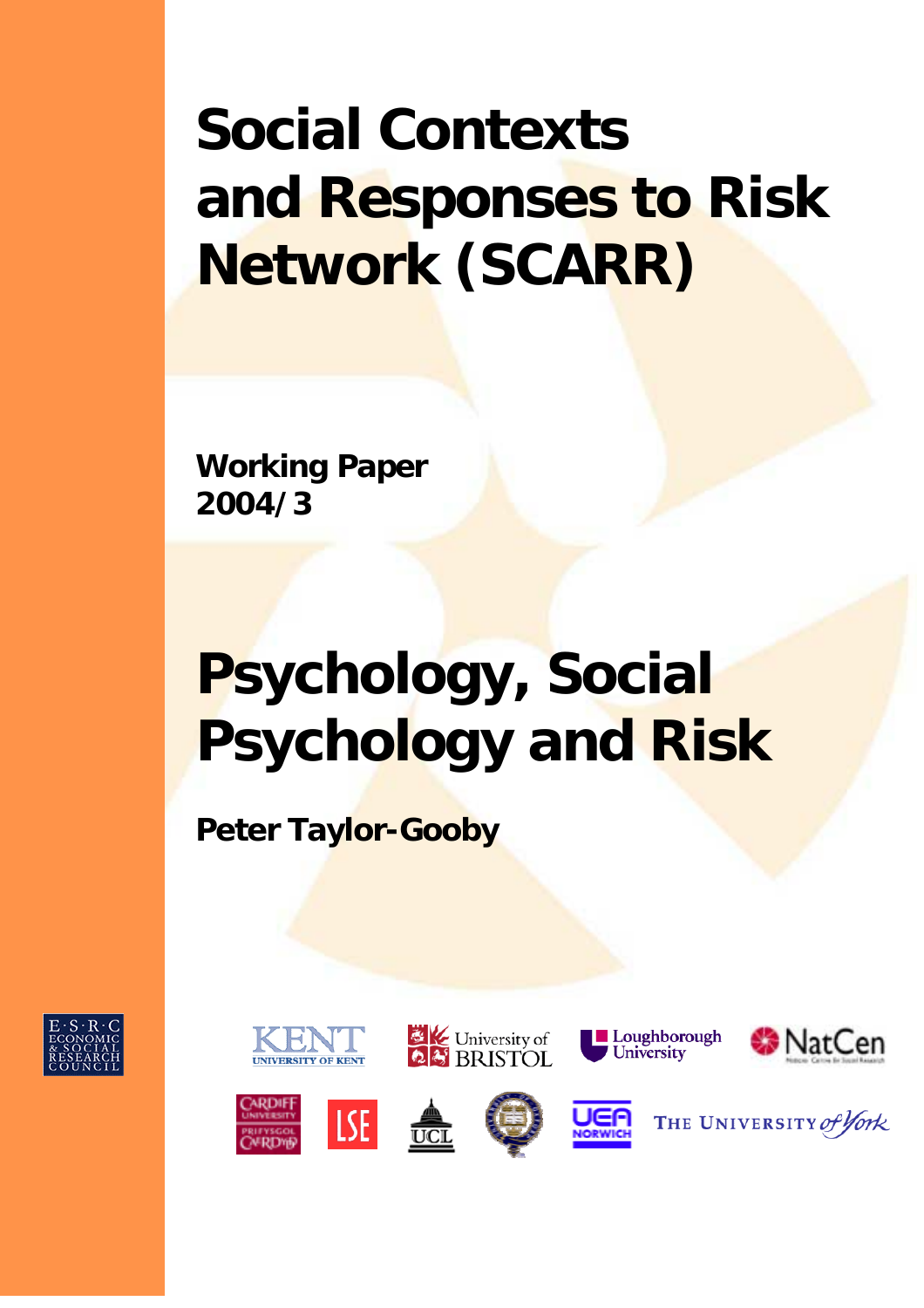# Social Contexts and Responses to Risk Network (SCARR)

**Working Paper 2004/3**

# Psychology, Social Psychology and Risk

**Peter Taylor-Gooby**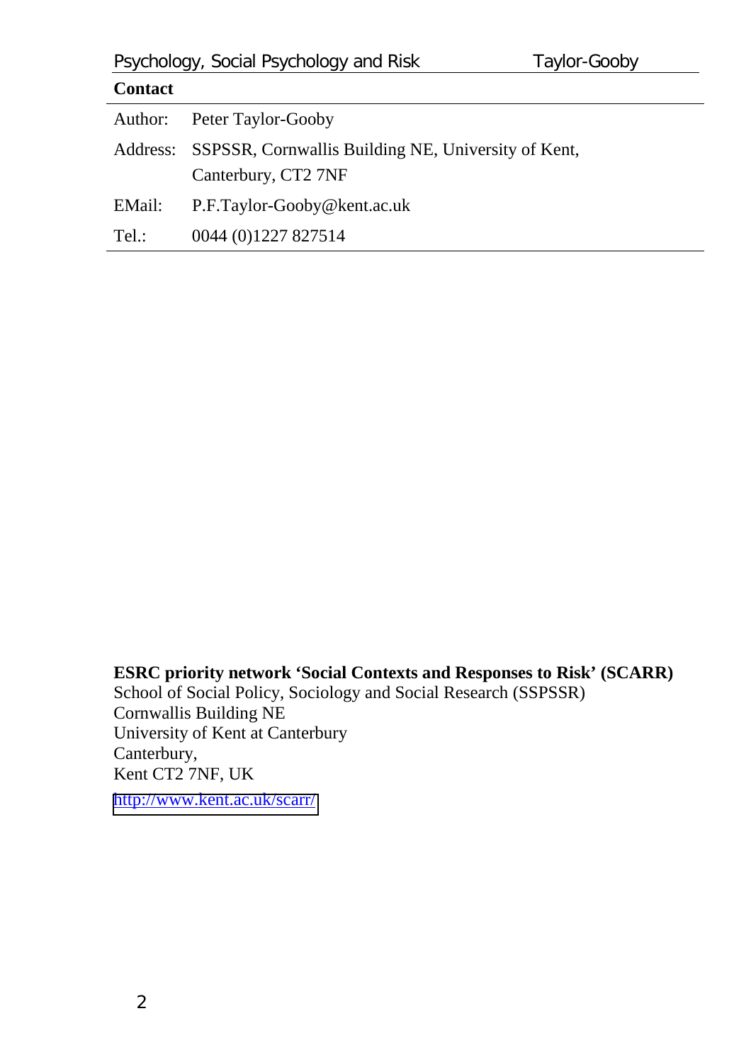**Contact**

| | |
|---|---|
| Author: | Peter Taylor-Gooby |
| Address: | SSPSSR, Cornwallis Building NE, University of Kent, Canterbury, CT2 7NF |
| EMail: | P.F.Taylor-Gooby@kent.ac.uk |
| Tel.: | 0044 (0)1227 827514 |

**ESRC priority network 'Social Contexts and Responses to Risk' (SCARR)**
School of Social Policy, Sociology and Social Research (SSPSSR)
Cornwallis Building NE
University of Kent at Canterbury
Canterbury,
Kent CT2 7NF, UK

http://www.kent.ac.uk/scarr/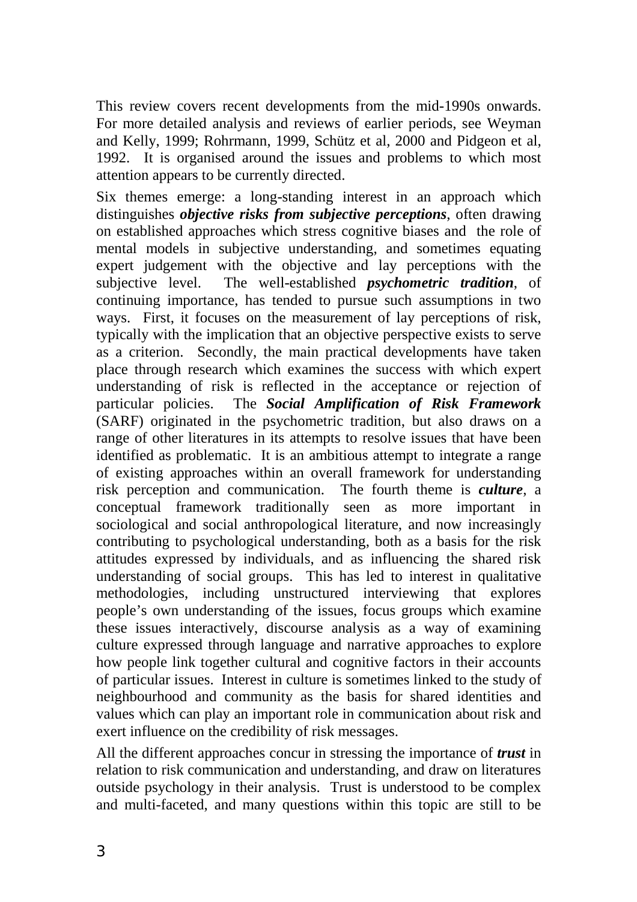This review covers recent developments from the mid-1990s onwards. For more detailed analysis and reviews of earlier periods, see Weyman and Kelly, 1999; Rohrmann, 1999, Schütz et al, 2000 and Pidgeon et al, 1992. It is organised around the issues and problems to which most attention appears to be currently directed.

Six themes emerge: a long-standing interest in an approach which distinguishes ***objective risks from subjective perceptions***, often drawing on established approaches which stress cognitive biases and the role of mental models in subjective understanding, and sometimes equating expert judgement with the objective and lay perceptions with the subjective level. The well-established ***psychometric tradition***, of continuing importance, has tended to pursue such assumptions in two ways. First, it focuses on the measurement of lay perceptions of risk, typically with the implication that an objective perspective exists to serve as a criterion. Secondly, the main practical developments have taken place through research which examines the success with which expert understanding of risk is reflected in the acceptance or rejection of particular policies. The ***Social Amplification of Risk Framework*** (SARF) originated in the psychometric tradition, but also draws on a range of other literatures in its attempts to resolve issues that have been identified as problematic. It is an ambitious attempt to integrate a range of existing approaches within an overall framework for understanding risk perception and communication. The fourth theme is ***culture***, a conceptual framework traditionally seen as more important in sociological and social anthropological literature, and now increasingly contributing to psychological understanding, both as a basis for the risk attitudes expressed by individuals, and as influencing the shared risk understanding of social groups. This has led to interest in qualitative methodologies, including unstructured interviewing that explores people's own understanding of the issues, focus groups which examine these issues interactively, discourse analysis as a way of examining culture expressed through language and narrative approaches to explore how people link together cultural and cognitive factors in their accounts of particular issues. Interest in culture is sometimes linked to the study of neighbourhood and community as the basis for shared identities and values which can play an important role in communication about risk and exert influence on the credibility of risk messages.

All the different approaches concur in stressing the importance of ***trust*** in relation to risk communication and understanding, and draw on literatures outside psychology in their analysis. Trust is understood to be complex and multi-faceted, and many questions within this topic are still to be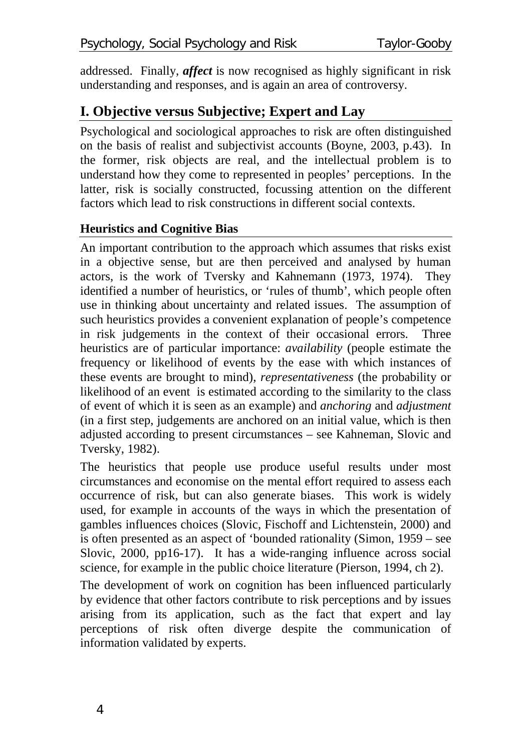addressed. Finally, ***affect*** is now recognised as highly significant in risk understanding and responses, and is again an area of controversy.

## I. Objective versus Subjective; Expert and Lay

Psychological and sociological approaches to risk are often distinguished on the basis of realist and subjectivist accounts (Boyne, 2003, p.43). In the former, risk objects are real, and the intellectual problem is to understand how they come to represented in peoples' perceptions. In the latter, risk is socially constructed, focussing attention on the different factors which lead to risk constructions in different social contexts.

### Heuristics and Cognitive Bias

An important contribution to the approach which assumes that risks exist in a objective sense, but are then perceived and analysed by human actors, is the work of Tversky and Kahnemann (1973, 1974). They identified a number of heuristics, or 'rules of thumb', which people often use in thinking about uncertainty and related issues. The assumption of such heuristics provides a convenient explanation of people's competence in risk judgements in the context of their occasional errors. Three heuristics are of particular importance: *availability* (people estimate the frequency or likelihood of events by the ease with which instances of these events are brought to mind), *representativeness* (the probability or likelihood of an event is estimated according to the similarity to the class of event of which it is seen as an example) and *anchoring* and *adjustment* (in a first step, judgements are anchored on an initial value, which is then adjusted according to present circumstances – see Kahneman, Slovic and Tversky, 1982).

The heuristics that people use produce useful results under most circumstances and economise on the mental effort required to assess each occurrence of risk, but can also generate biases. This work is widely used, for example in accounts of the ways in which the presentation of gambles influences choices (Slovic, Fischoff and Lichtenstein, 2000) and is often presented as an aspect of 'bounded rationality (Simon, 1959 – see Slovic, 2000, pp16-17). It has a wide-ranging influence across social science, for example in the public choice literature (Pierson, 1994, ch 2).

The development of work on cognition has been influenced particularly by evidence that other factors contribute to risk perceptions and by issues arising from its application, such as the fact that expert and lay perceptions of risk often diverge despite the communication of information validated by experts.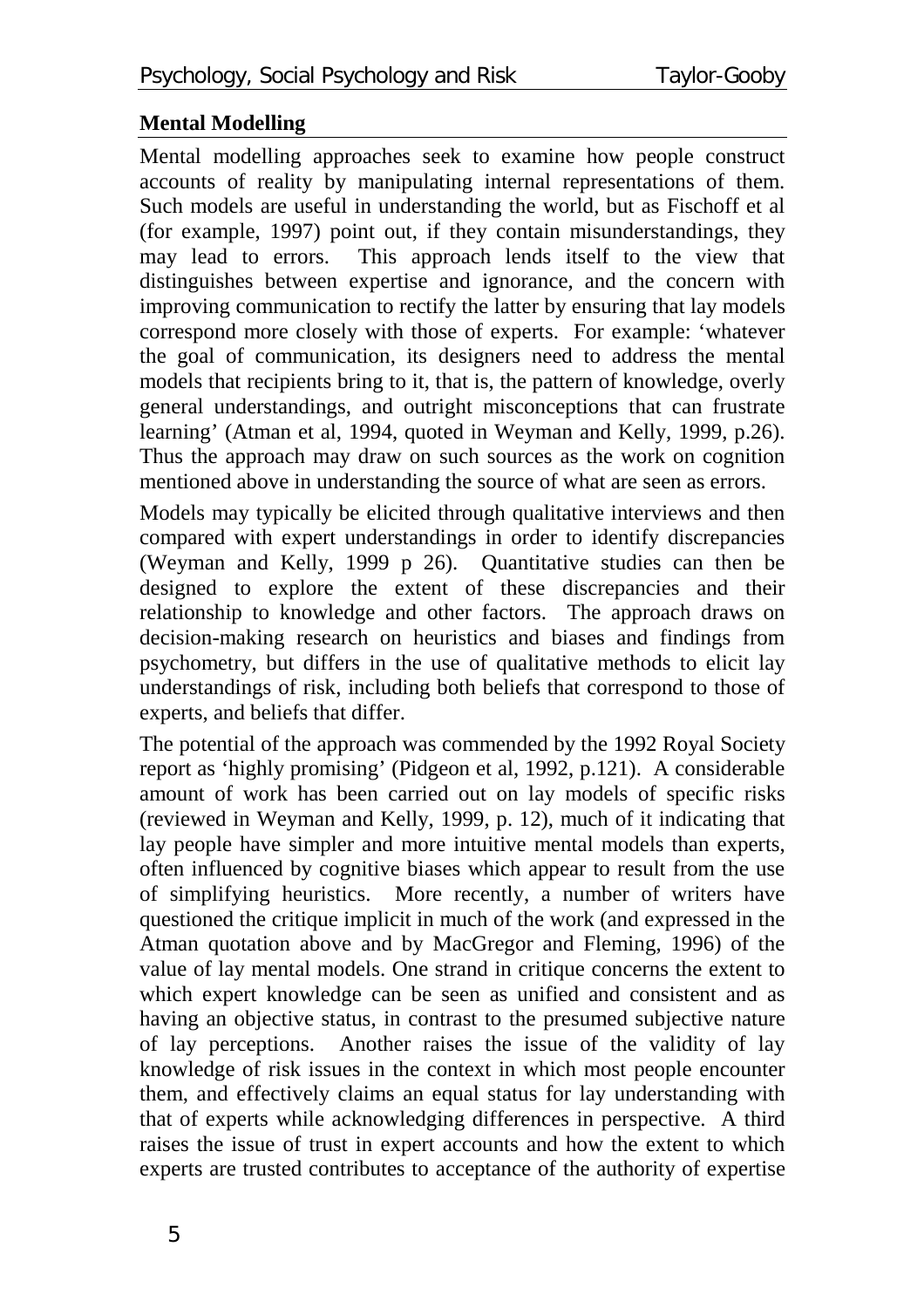## Mental Modelling

Mental modelling approaches seek to examine how people construct accounts of reality by manipulating internal representations of them. Such models are useful in understanding the world, but as Fischoff et al (for example, 1997) point out, if they contain misunderstandings, they may lead to errors. This approach lends itself to the view that distinguishes between expertise and ignorance, and the concern with improving communication to rectify the latter by ensuring that lay models correspond more closely with those of experts. For example: 'whatever the goal of communication, its designers need to address the mental models that recipients bring to it, that is, the pattern of knowledge, overly general understandings, and outright misconceptions that can frustrate learning' (Atman et al, 1994, quoted in Weyman and Kelly, 1999, p.26). Thus the approach may draw on such sources as the work on cognition mentioned above in understanding the source of what are seen as errors.

Models may typically be elicited through qualitative interviews and then compared with expert understandings in order to identify discrepancies (Weyman and Kelly, 1999 p 26). Quantitative studies can then be designed to explore the extent of these discrepancies and their relationship to knowledge and other factors. The approach draws on decision-making research on heuristics and biases and findings from psychometry, but differs in the use of qualitative methods to elicit lay understandings of risk, including both beliefs that correspond to those of experts, and beliefs that differ.

The potential of the approach was commended by the 1992 Royal Society report as 'highly promising' (Pidgeon et al, 1992, p.121). A considerable amount of work has been carried out on lay models of specific risks (reviewed in Weyman and Kelly, 1999, p. 12), much of it indicating that lay people have simpler and more intuitive mental models than experts, often influenced by cognitive biases which appear to result from the use of simplifying heuristics. More recently, a number of writers have questioned the critique implicit in much of the work (and expressed in the Atman quotation above and by MacGregor and Fleming, 1996) of the value of lay mental models. One strand in critique concerns the extent to which expert knowledge can be seen as unified and consistent and as having an objective status, in contrast to the presumed subjective nature of lay perceptions. Another raises the issue of the validity of lay knowledge of risk issues in the context in which most people encounter them, and effectively claims an equal status for lay understanding with that of experts while acknowledging differences in perspective. A third raises the issue of trust in expert accounts and how the extent to which experts are trusted contributes to acceptance of the authority of expertise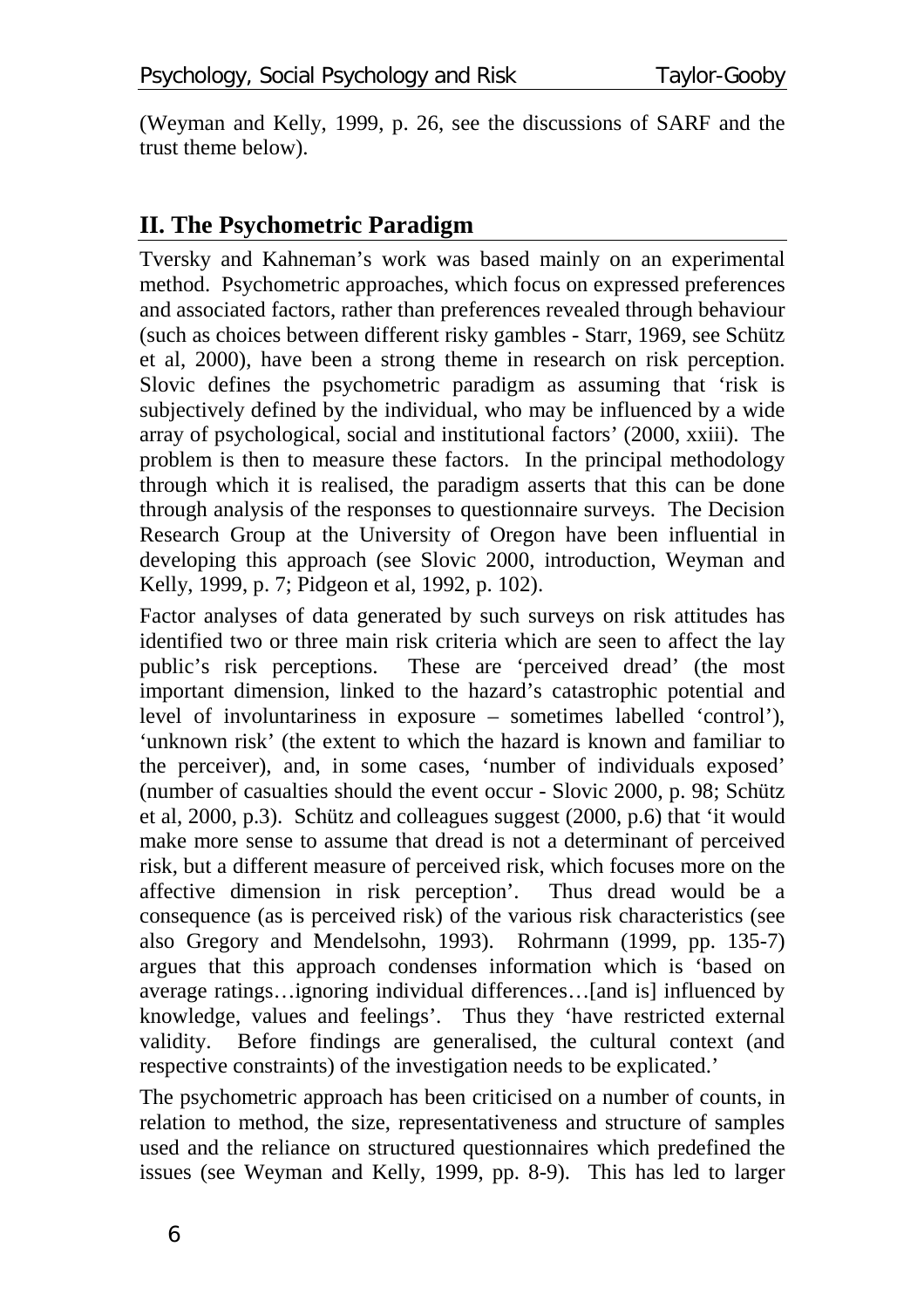(Weyman and Kelly, 1999, p. 26, see the discussions of SARF and the trust theme below).

## II. The Psychometric Paradigm

Tversky and Kahneman's work was based mainly on an experimental method. Psychometric approaches, which focus on expressed preferences and associated factors, rather than preferences revealed through behaviour (such as choices between different risky gambles - Starr, 1969, see Schütz et al, 2000), have been a strong theme in research on risk perception. Slovic defines the psychometric paradigm as assuming that 'risk is subjectively defined by the individual, who may be influenced by a wide array of psychological, social and institutional factors' (2000, xxiii). The problem is then to measure these factors. In the principal methodology through which it is realised, the paradigm asserts that this can be done through analysis of the responses to questionnaire surveys. The Decision Research Group at the University of Oregon have been influential in developing this approach (see Slovic 2000, introduction, Weyman and Kelly, 1999, p. 7; Pidgeon et al, 1992, p. 102).

Factor analyses of data generated by such surveys on risk attitudes has identified two or three main risk criteria which are seen to affect the lay public's risk perceptions. These are 'perceived dread' (the most important dimension, linked to the hazard's catastrophic potential and level of involuntariness in exposure – sometimes labelled 'control'), 'unknown risk' (the extent to which the hazard is known and familiar to the perceiver), and, in some cases, 'number of individuals exposed' (number of casualties should the event occur - Slovic 2000, p. 98; Schütz et al, 2000, p.3). Schütz and colleagues suggest (2000, p.6) that 'it would make more sense to assume that dread is not a determinant of perceived risk, but a different measure of perceived risk, which focuses more on the affective dimension in risk perception'. Thus dread would be a consequence (as is perceived risk) of the various risk characteristics (see also Gregory and Mendelsohn, 1993). Rohrmann (1999, pp. 135-7) argues that this approach condenses information which is 'based on average ratings…ignoring individual differences…[and is] influenced by knowledge, values and feelings'. Thus they 'have restricted external validity. Before findings are generalised, the cultural context (and respective constraints) of the investigation needs to be explicated.'

The psychometric approach has been criticised on a number of counts, in relation to method, the size, representativeness and structure of samples used and the reliance on structured questionnaires which predefined the issues (see Weyman and Kelly, 1999, pp. 8-9). This has led to larger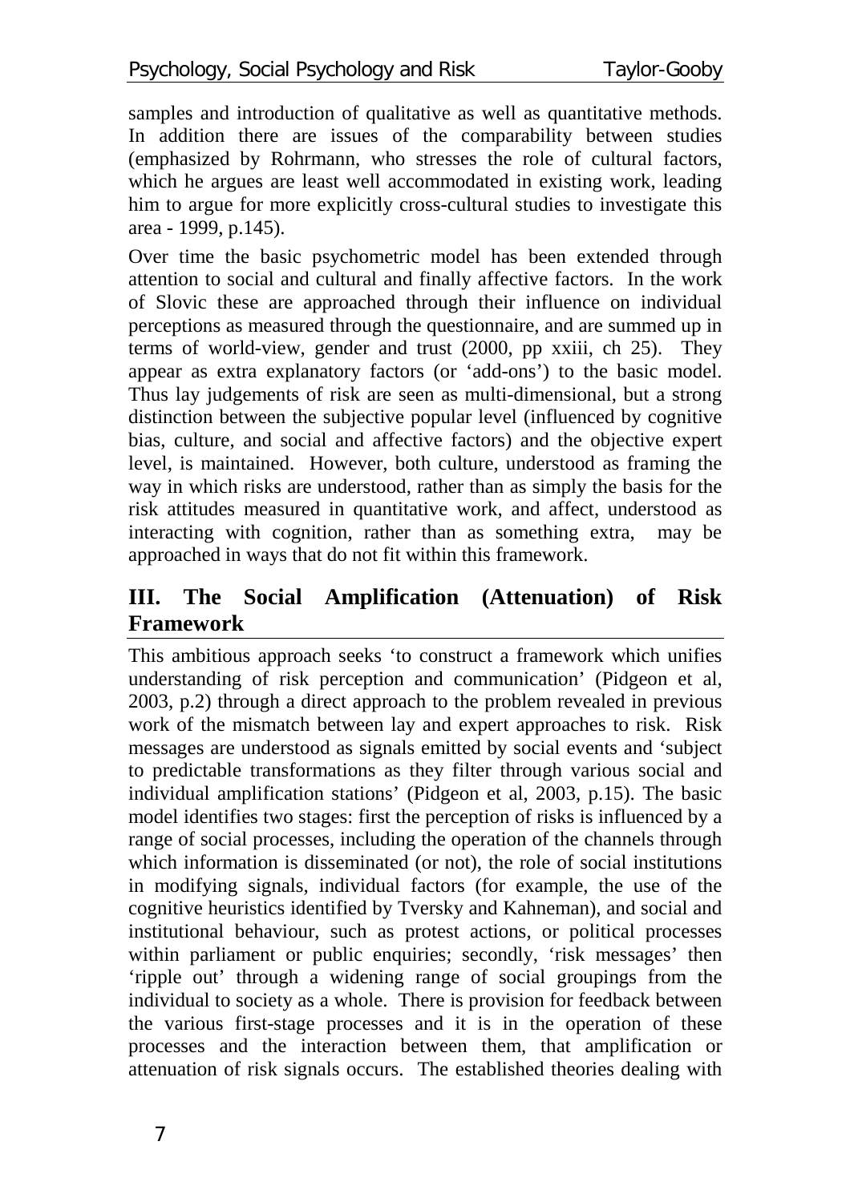samples and introduction of qualitative as well as quantitative methods. In addition there are issues of the comparability between studies (emphasized by Rohrmann, who stresses the role of cultural factors, which he argues are least well accommodated in existing work, leading him to argue for more explicitly cross-cultural studies to investigate this area - 1999, p.145).

Over time the basic psychometric model has been extended through attention to social and cultural and finally affective factors. In the work of Slovic these are approached through their influence on individual perceptions as measured through the questionnaire, and are summed up in terms of world-view, gender and trust (2000, pp xxiii, ch 25). They appear as extra explanatory factors (or 'add-ons') to the basic model. Thus lay judgements of risk are seen as multi-dimensional, but a strong distinction between the subjective popular level (influenced by cognitive bias, culture, and social and affective factors) and the objective expert level, is maintained. However, both culture, understood as framing the way in which risks are understood, rather than as simply the basis for the risk attitudes measured in quantitative work, and affect, understood as interacting with cognition, rather than as something extra, may be approached in ways that do not fit within this framework.

## III. The Social Amplification (Attenuation) of Risk Framework

This ambitious approach seeks 'to construct a framework which unifies understanding of risk perception and communication' (Pidgeon et al, 2003, p.2) through a direct approach to the problem revealed in previous work of the mismatch between lay and expert approaches to risk. Risk messages are understood as signals emitted by social events and 'subject to predictable transformations as they filter through various social and individual amplification stations' (Pidgeon et al, 2003, p.15). The basic model identifies two stages: first the perception of risks is influenced by a range of social processes, including the operation of the channels through which information is disseminated (or not), the role of social institutions in modifying signals, individual factors (for example, the use of the cognitive heuristics identified by Tversky and Kahneman), and social and institutional behaviour, such as protest actions, or political processes within parliament or public enquiries; secondly, 'risk messages' then 'ripple out' through a widening range of social groupings from the individual to society as a whole. There is provision for feedback between the various first-stage processes and it is in the operation of these processes and the interaction between them, that amplification or attenuation of risk signals occurs. The established theories dealing with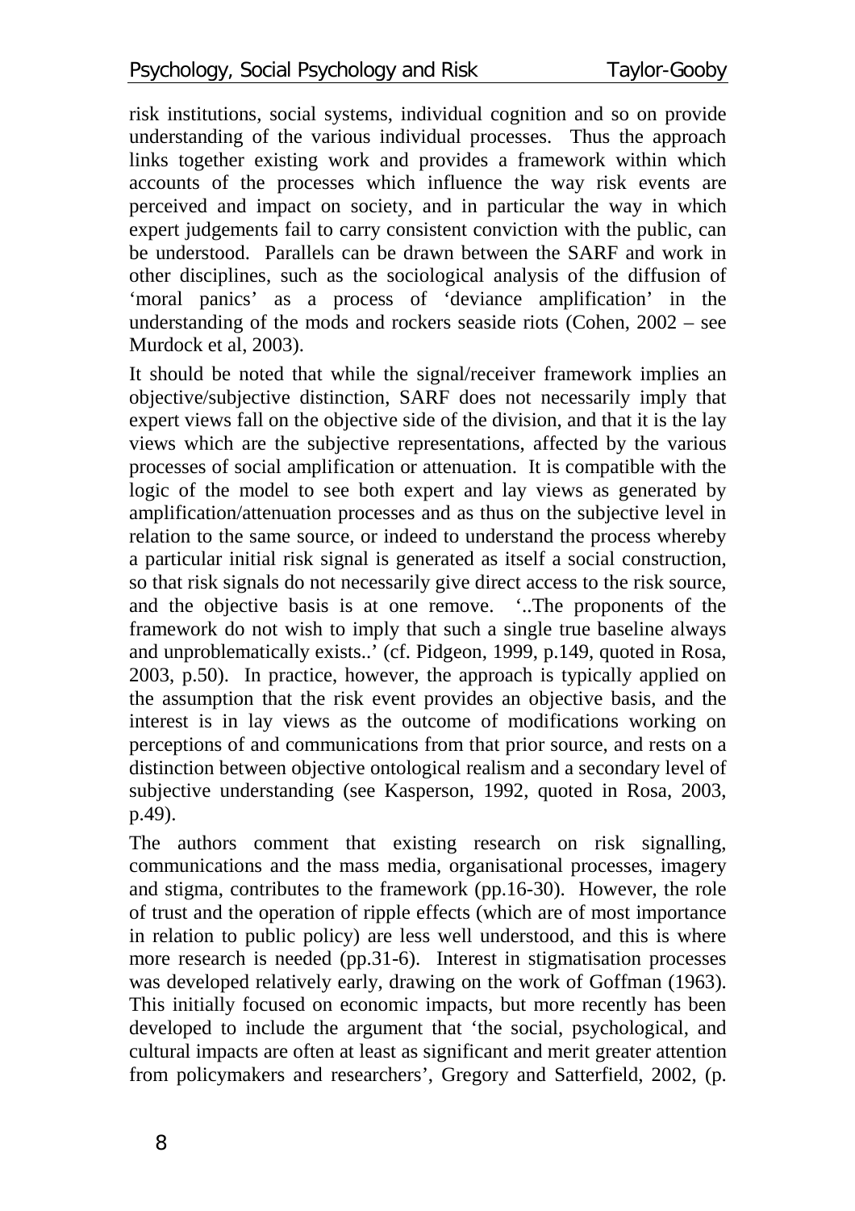risk institutions, social systems, individual cognition and so on provide understanding of the various individual processes. Thus the approach links together existing work and provides a framework within which accounts of the processes which influence the way risk events are perceived and impact on society, and in particular the way in which expert judgements fail to carry consistent conviction with the public, can be understood. Parallels can be drawn between the SARF and work in other disciplines, such as the sociological analysis of the diffusion of 'moral panics' as a process of 'deviance amplification' in the understanding of the mods and rockers seaside riots (Cohen, 2002 – see Murdock et al, 2003).

It should be noted that while the signal/receiver framework implies an objective/subjective distinction, SARF does not necessarily imply that expert views fall on the objective side of the division, and that it is the lay views which are the subjective representations, affected by the various processes of social amplification or attenuation. It is compatible with the logic of the model to see both expert and lay views as generated by amplification/attenuation processes and as thus on the subjective level in relation to the same source, or indeed to understand the process whereby a particular initial risk signal is generated as itself a social construction, so that risk signals do not necessarily give direct access to the risk source, and the objective basis is at one remove. '..The proponents of the framework do not wish to imply that such a single true baseline always and unproblematically exists..' (cf. Pidgeon, 1999, p.149, quoted in Rosa, 2003, p.50). In practice, however, the approach is typically applied on the assumption that the risk event provides an objective basis, and the interest is in lay views as the outcome of modifications working on perceptions of and communications from that prior source, and rests on a distinction between objective ontological realism and a secondary level of subjective understanding (see Kasperson, 1992, quoted in Rosa, 2003, p.49).

The authors comment that existing research on risk signalling, communications and the mass media, organisational processes, imagery and stigma, contributes to the framework (pp.16-30). However, the role of trust and the operation of ripple effects (which are of most importance in relation to public policy) are less well understood, and this is where more research is needed (pp.31-6). Interest in stigmatisation processes was developed relatively early, drawing on the work of Goffman (1963). This initially focused on economic impacts, but more recently has been developed to include the argument that 'the social, psychological, and cultural impacts are often at least as significant and merit greater attention from policymakers and researchers', Gregory and Satterfield, 2002, (p.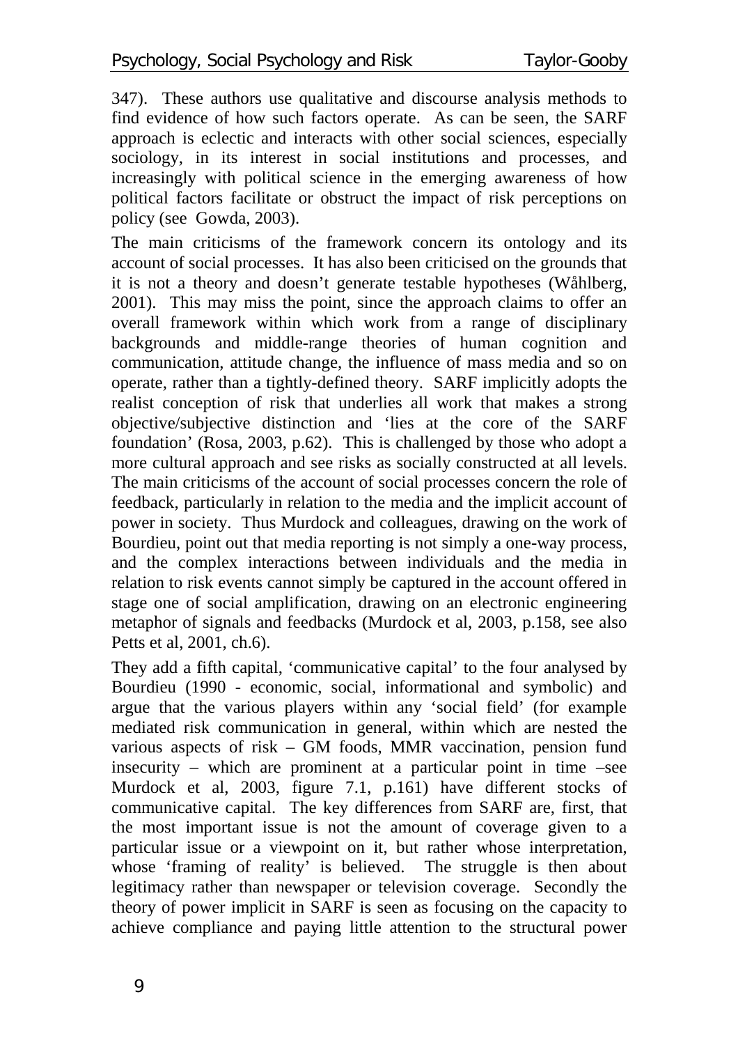347). These authors use qualitative and discourse analysis methods to find evidence of how such factors operate. As can be seen, the SARF approach is eclectic and interacts with other social sciences, especially sociology, in its interest in social institutions and processes, and increasingly with political science in the emerging awareness of how political factors facilitate or obstruct the impact of risk perceptions on policy (see Gowda, 2003).

The main criticisms of the framework concern its ontology and its account of social processes. It has also been criticised on the grounds that it is not a theory and doesn't generate testable hypotheses (Wåhlberg, 2001). This may miss the point, since the approach claims to offer an overall framework within which work from a range of disciplinary backgrounds and middle-range theories of human cognition and communication, attitude change, the influence of mass media and so on operate, rather than a tightly-defined theory. SARF implicitly adopts the realist conception of risk that underlies all work that makes a strong objective/subjective distinction and 'lies at the core of the SARF foundation' (Rosa, 2003, p.62). This is challenged by those who adopt a more cultural approach and see risks as socially constructed at all levels. The main criticisms of the account of social processes concern the role of feedback, particularly in relation to the media and the implicit account of power in society. Thus Murdock and colleagues, drawing on the work of Bourdieu, point out that media reporting is not simply a one-way process, and the complex interactions between individuals and the media in relation to risk events cannot simply be captured in the account offered in stage one of social amplification, drawing on an electronic engineering metaphor of signals and feedbacks (Murdock et al, 2003, p.158, see also Petts et al, 2001, ch.6).

They add a fifth capital, 'communicative capital' to the four analysed by Bourdieu (1990 - economic, social, informational and symbolic) and argue that the various players within any 'social field' (for example mediated risk communication in general, within which are nested the various aspects of risk – GM foods, MMR vaccination, pension fund insecurity – which are prominent at a particular point in time –see Murdock et al, 2003, figure 7.1, p.161) have different stocks of communicative capital. The key differences from SARF are, first, that the most important issue is not the amount of coverage given to a particular issue or a viewpoint on it, but rather whose interpretation, whose 'framing of reality' is believed. The struggle is then about legitimacy rather than newspaper or television coverage. Secondly the theory of power implicit in SARF is seen as focusing on the capacity to achieve compliance and paying little attention to the structural power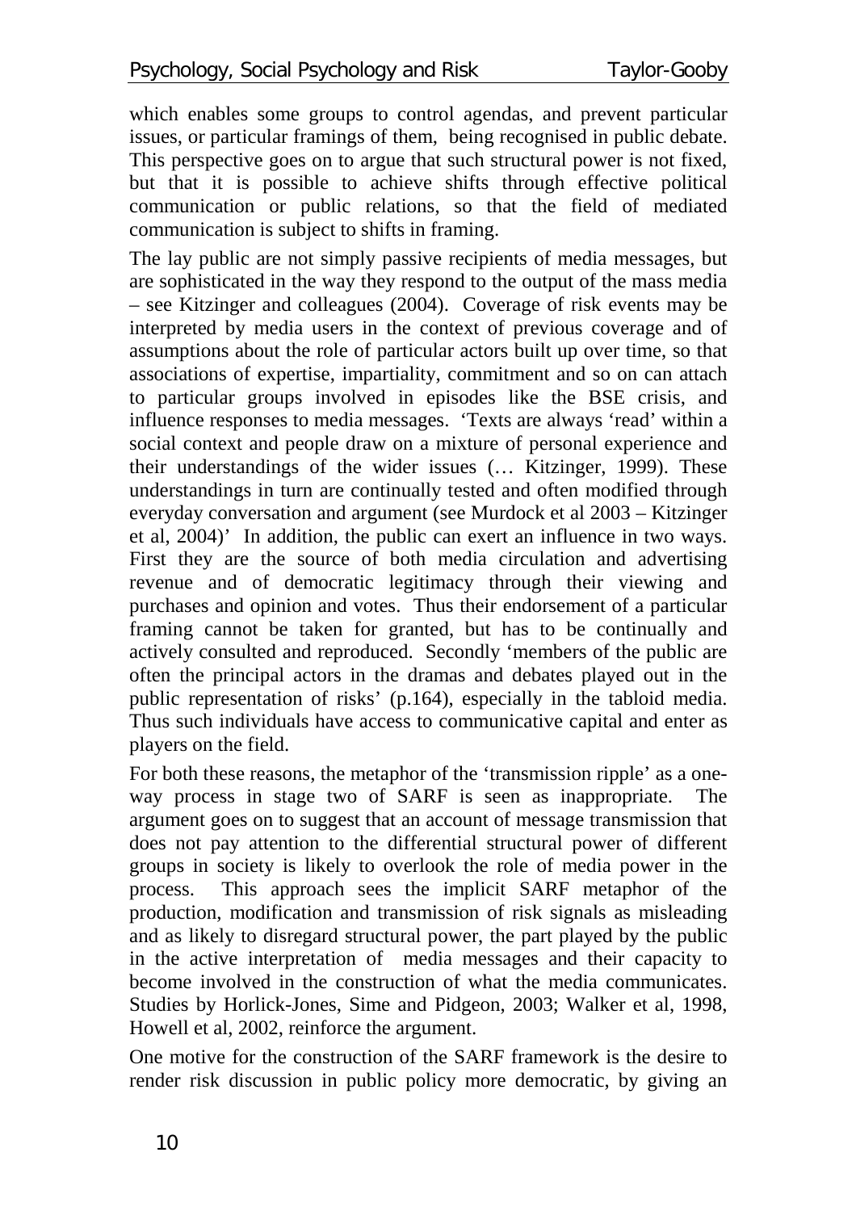which enables some groups to control agendas, and prevent particular issues, or particular framings of them, being recognised in public debate. This perspective goes on to argue that such structural power is not fixed, but that it is possible to achieve shifts through effective political communication or public relations, so that the field of mediated communication is subject to shifts in framing.

The lay public are not simply passive recipients of media messages, but are sophisticated in the way they respond to the output of the mass media – see Kitzinger and colleagues (2004). Coverage of risk events may be interpreted by media users in the context of previous coverage and of assumptions about the role of particular actors built up over time, so that associations of expertise, impartiality, commitment and so on can attach to particular groups involved in episodes like the BSE crisis, and influence responses to media messages. 'Texts are always 'read' within a social context and people draw on a mixture of personal experience and their understandings of the wider issues (… Kitzinger, 1999). These understandings in turn are continually tested and often modified through everyday conversation and argument (see Murdock et al 2003 – Kitzinger et al, 2004)' In addition, the public can exert an influence in two ways. First they are the source of both media circulation and advertising revenue and of democratic legitimacy through their viewing and purchases and opinion and votes. Thus their endorsement of a particular framing cannot be taken for granted, but has to be continually and actively consulted and reproduced. Secondly 'members of the public are often the principal actors in the dramas and debates played out in the public representation of risks' (p.164), especially in the tabloid media. Thus such individuals have access to communicative capital and enter as players on the field.

For both these reasons, the metaphor of the 'transmission ripple' as a one-way process in stage two of SARF is seen as inappropriate. The argument goes on to suggest that an account of message transmission that does not pay attention to the differential structural power of different groups in society is likely to overlook the role of media power in the process. This approach sees the implicit SARF metaphor of the production, modification and transmission of risk signals as misleading and as likely to disregard structural power, the part played by the public in the active interpretation of media messages and their capacity to become involved in the construction of what the media communicates. Studies by Horlick-Jones, Sime and Pidgeon, 2003; Walker et al, 1998, Howell et al, 2002, reinforce the argument.

One motive for the construction of the SARF framework is the desire to render risk discussion in public policy more democratic, by giving an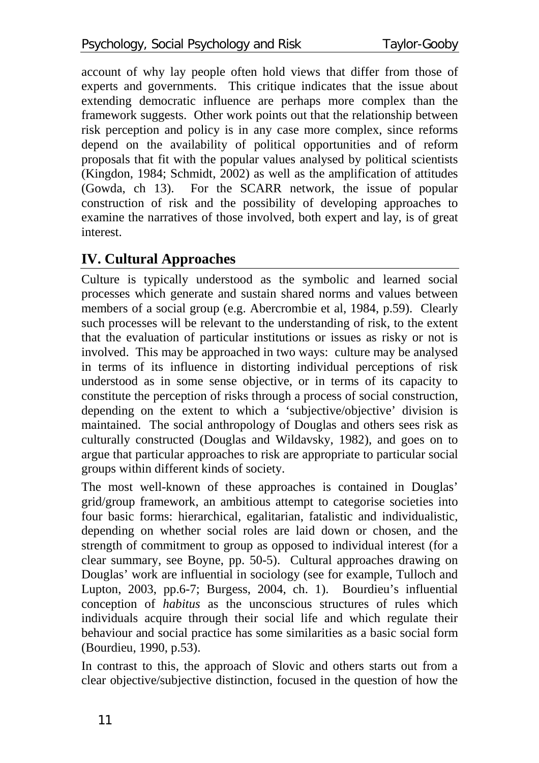account of why lay people often hold views that differ from those of experts and governments. This critique indicates that the issue about extending democratic influence are perhaps more complex than the framework suggests. Other work points out that the relationship between risk perception and policy is in any case more complex, since reforms depend on the availability of political opportunities and of reform proposals that fit with the popular values analysed by political scientists (Kingdon, 1984; Schmidt, 2002) as well as the amplification of attitudes (Gowda, ch 13). For the SCARR network, the issue of popular construction of risk and the possibility of developing approaches to examine the narratives of those involved, both expert and lay, is of great interest.

## IV. Cultural Approaches

Culture is typically understood as the symbolic and learned social processes which generate and sustain shared norms and values between members of a social group (e.g. Abercrombie et al, 1984, p.59). Clearly such processes will be relevant to the understanding of risk, to the extent that the evaluation of particular institutions or issues as risky or not is involved. This may be approached in two ways: culture may be analysed in terms of its influence in distorting individual perceptions of risk understood as in some sense objective, or in terms of its capacity to constitute the perception of risks through a process of social construction, depending on the extent to which a 'subjective/objective' division is maintained. The social anthropology of Douglas and others sees risk as culturally constructed (Douglas and Wildavsky, 1982), and goes on to argue that particular approaches to risk are appropriate to particular social groups within different kinds of society.

The most well-known of these approaches is contained in Douglas' grid/group framework, an ambitious attempt to categorise societies into four basic forms: hierarchical, egalitarian, fatalistic and individualistic, depending on whether social roles are laid down or chosen, and the strength of commitment to group as opposed to individual interest (for a clear summary, see Boyne, pp. 50-5). Cultural approaches drawing on Douglas' work are influential in sociology (see for example, Tulloch and Lupton, 2003, pp.6-7; Burgess, 2004, ch. 1). Bourdieu's influential conception of *habitus* as the unconscious structures of rules which individuals acquire through their social life and which regulate their behaviour and social practice has some similarities as a basic social form (Bourdieu, 1990, p.53).

In contrast to this, the approach of Slovic and others starts out from a clear objective/subjective distinction, focused in the question of how the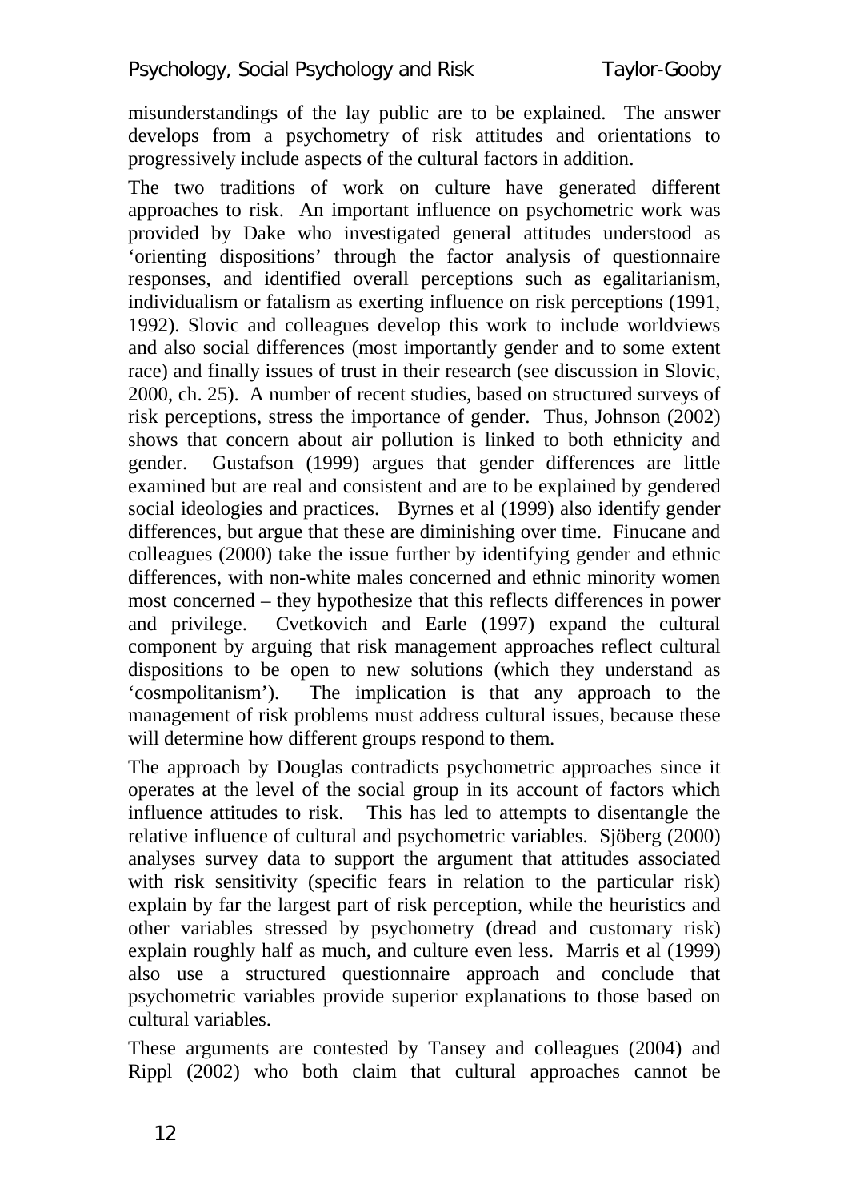misunderstandings of the lay public are to be explained. The answer develops from a psychometry of risk attitudes and orientations to progressively include aspects of the cultural factors in addition.

The two traditions of work on culture have generated different approaches to risk. An important influence on psychometric work was provided by Dake who investigated general attitudes understood as 'orienting dispositions' through the factor analysis of questionnaire responses, and identified overall perceptions such as egalitarianism, individualism or fatalism as exerting influence on risk perceptions (1991, 1992). Slovic and colleagues develop this work to include worldviews and also social differences (most importantly gender and to some extent race) and finally issues of trust in their research (see discussion in Slovic, 2000, ch. 25). A number of recent studies, based on structured surveys of risk perceptions, stress the importance of gender. Thus, Johnson (2002) shows that concern about air pollution is linked to both ethnicity and gender. Gustafson (1999) argues that gender differences are little examined but are real and consistent and are to be explained by gendered social ideologies and practices. Byrnes et al (1999) also identify gender differences, but argue that these are diminishing over time. Finucane and colleagues (2000) take the issue further by identifying gender and ethnic differences, with non-white males concerned and ethnic minority women most concerned – they hypothesize that this reflects differences in power and privilege. Cvetkovich and Earle (1997) expand the cultural component by arguing that risk management approaches reflect cultural dispositions to be open to new solutions (which they understand as 'cosmpolitanism'). The implication is that any approach to the management of risk problems must address cultural issues, because these will determine how different groups respond to them.

The approach by Douglas contradicts psychometric approaches since it operates at the level of the social group in its account of factors which influence attitudes to risk. This has led to attempts to disentangle the relative influence of cultural and psychometric variables. Sjöberg (2000) analyses survey data to support the argument that attitudes associated with risk sensitivity (specific fears in relation to the particular risk) explain by far the largest part of risk perception, while the heuristics and other variables stressed by psychometry (dread and customary risk) explain roughly half as much, and culture even less. Marris et al (1999) also use a structured questionnaire approach and conclude that psychometric variables provide superior explanations to those based on cultural variables.

These arguments are contested by Tansey and colleagues (2004) and Rippl (2002) who both claim that cultural approaches cannot be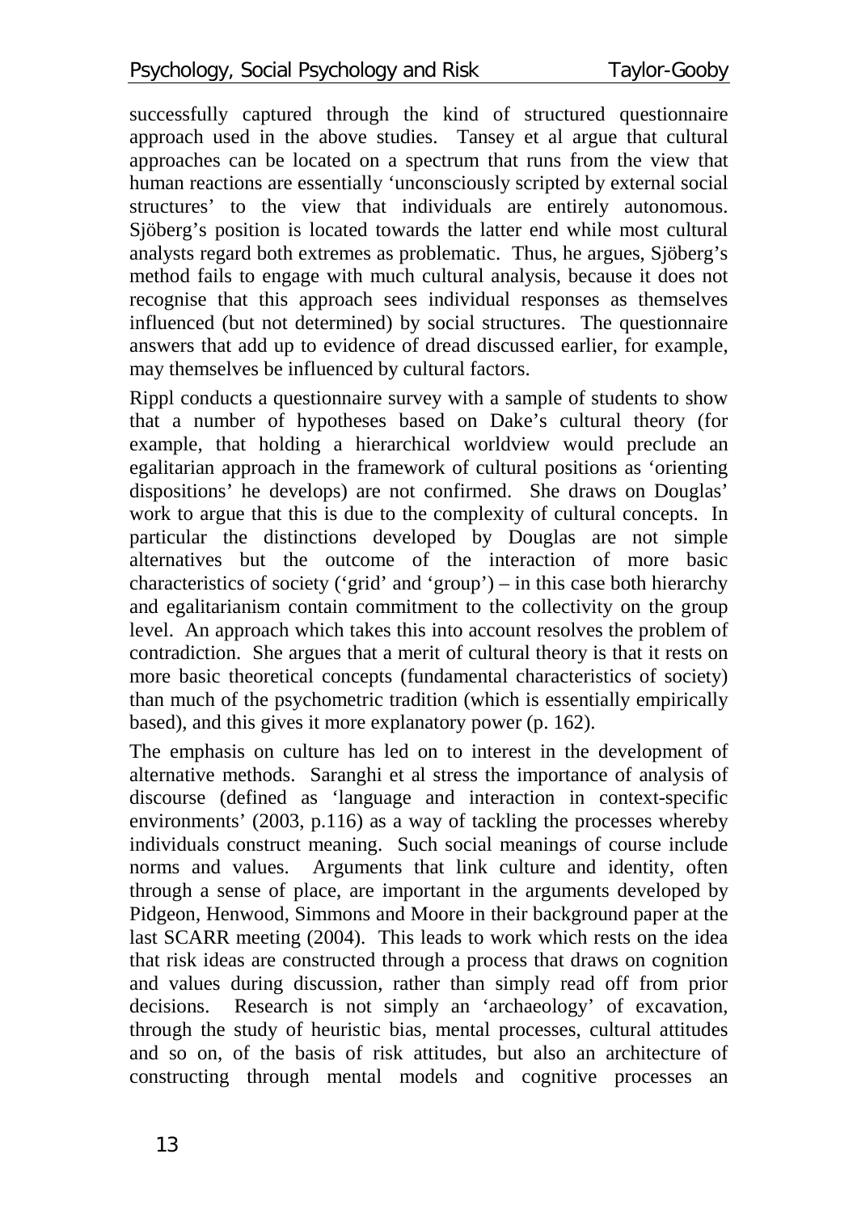successfully captured through the kind of structured questionnaire approach used in the above studies. Tansey et al argue that cultural approaches can be located on a spectrum that runs from the view that human reactions are essentially 'unconsciously scripted by external social structures' to the view that individuals are entirely autonomous. Sjöberg's position is located towards the latter end while most cultural analysts regard both extremes as problematic. Thus, he argues, Sjöberg's method fails to engage with much cultural analysis, because it does not recognise that this approach sees individual responses as themselves influenced (but not determined) by social structures. The questionnaire answers that add up to evidence of dread discussed earlier, for example, may themselves be influenced by cultural factors.

Rippl conducts a questionnaire survey with a sample of students to show that a number of hypotheses based on Dake's cultural theory (for example, that holding a hierarchical worldview would preclude an egalitarian approach in the framework of cultural positions as 'orienting dispositions' he develops) are not confirmed. She draws on Douglas' work to argue that this is due to the complexity of cultural concepts. In particular the distinctions developed by Douglas are not simple alternatives but the outcome of the interaction of more basic characteristics of society ('grid' and 'group') – in this case both hierarchy and egalitarianism contain commitment to the collectivity on the group level. An approach which takes this into account resolves the problem of contradiction. She argues that a merit of cultural theory is that it rests on more basic theoretical concepts (fundamental characteristics of society) than much of the psychometric tradition (which is essentially empirically based), and this gives it more explanatory power (p. 162).

The emphasis on culture has led on to interest in the development of alternative methods. Saranghi et al stress the importance of analysis of discourse (defined as 'language and interaction in context-specific environments' (2003, p.116) as a way of tackling the processes whereby individuals construct meaning. Such social meanings of course include norms and values. Arguments that link culture and identity, often through a sense of place, are important in the arguments developed by Pidgeon, Henwood, Simmons and Moore in their background paper at the last SCARR meeting (2004). This leads to work which rests on the idea that risk ideas are constructed through a process that draws on cognition and values during discussion, rather than simply read off from prior decisions. Research is not simply an 'archaeology' of excavation, through the study of heuristic bias, mental processes, cultural attitudes and so on, of the basis of risk attitudes, but also an architecture of constructing through mental models and cognitive processes an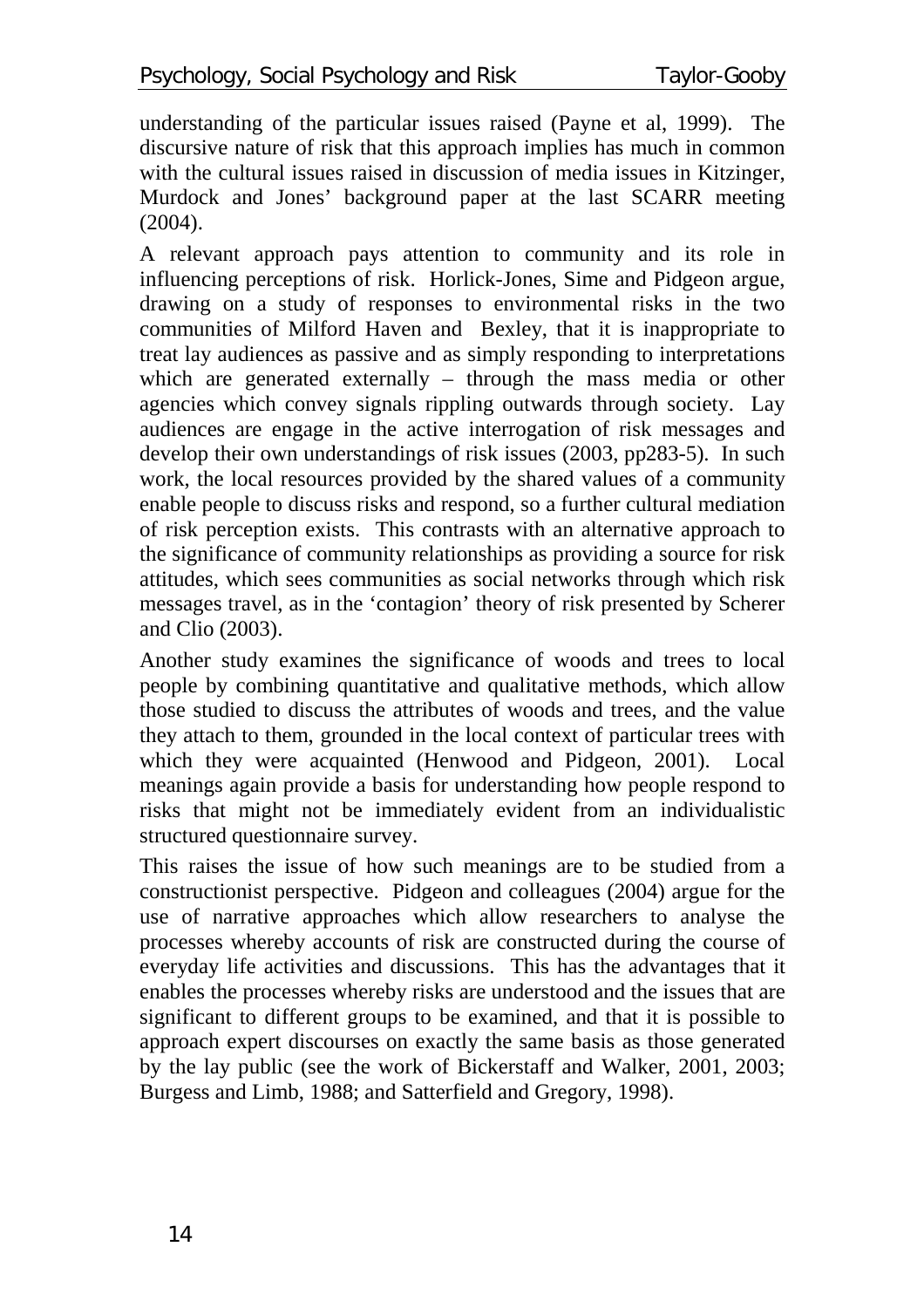understanding of the particular issues raised (Payne et al, 1999). The discursive nature of risk that this approach implies has much in common with the cultural issues raised in discussion of media issues in Kitzinger, Murdock and Jones' background paper at the last SCARR meeting (2004).

A relevant approach pays attention to community and its role in influencing perceptions of risk. Horlick-Jones, Sime and Pidgeon argue, drawing on a study of responses to environmental risks in the two communities of Milford Haven and Bexley, that it is inappropriate to treat lay audiences as passive and as simply responding to interpretations which are generated externally – through the mass media or other agencies which convey signals rippling outwards through society. Lay audiences are engage in the active interrogation of risk messages and develop their own understandings of risk issues (2003, pp283-5). In such work, the local resources provided by the shared values of a community enable people to discuss risks and respond, so a further cultural mediation of risk perception exists. This contrasts with an alternative approach to the significance of community relationships as providing a source for risk attitudes, which sees communities as social networks through which risk messages travel, as in the 'contagion' theory of risk presented by Scherer and Clio (2003).

Another study examines the significance of woods and trees to local people by combining quantitative and qualitative methods, which allow those studied to discuss the attributes of woods and trees, and the value they attach to them, grounded in the local context of particular trees with which they were acquainted (Henwood and Pidgeon, 2001). Local meanings again provide a basis for understanding how people respond to risks that might not be immediately evident from an individualistic structured questionnaire survey.

This raises the issue of how such meanings are to be studied from a constructionist perspective. Pidgeon and colleagues (2004) argue for the use of narrative approaches which allow researchers to analyse the processes whereby accounts of risk are constructed during the course of everyday life activities and discussions. This has the advantages that it enables the processes whereby risks are understood and the issues that are significant to different groups to be examined, and that it is possible to approach expert discourses on exactly the same basis as those generated by the lay public (see the work of Bickerstaff and Walker, 2001, 2003; Burgess and Limb, 1988; and Satterfield and Gregory, 1998).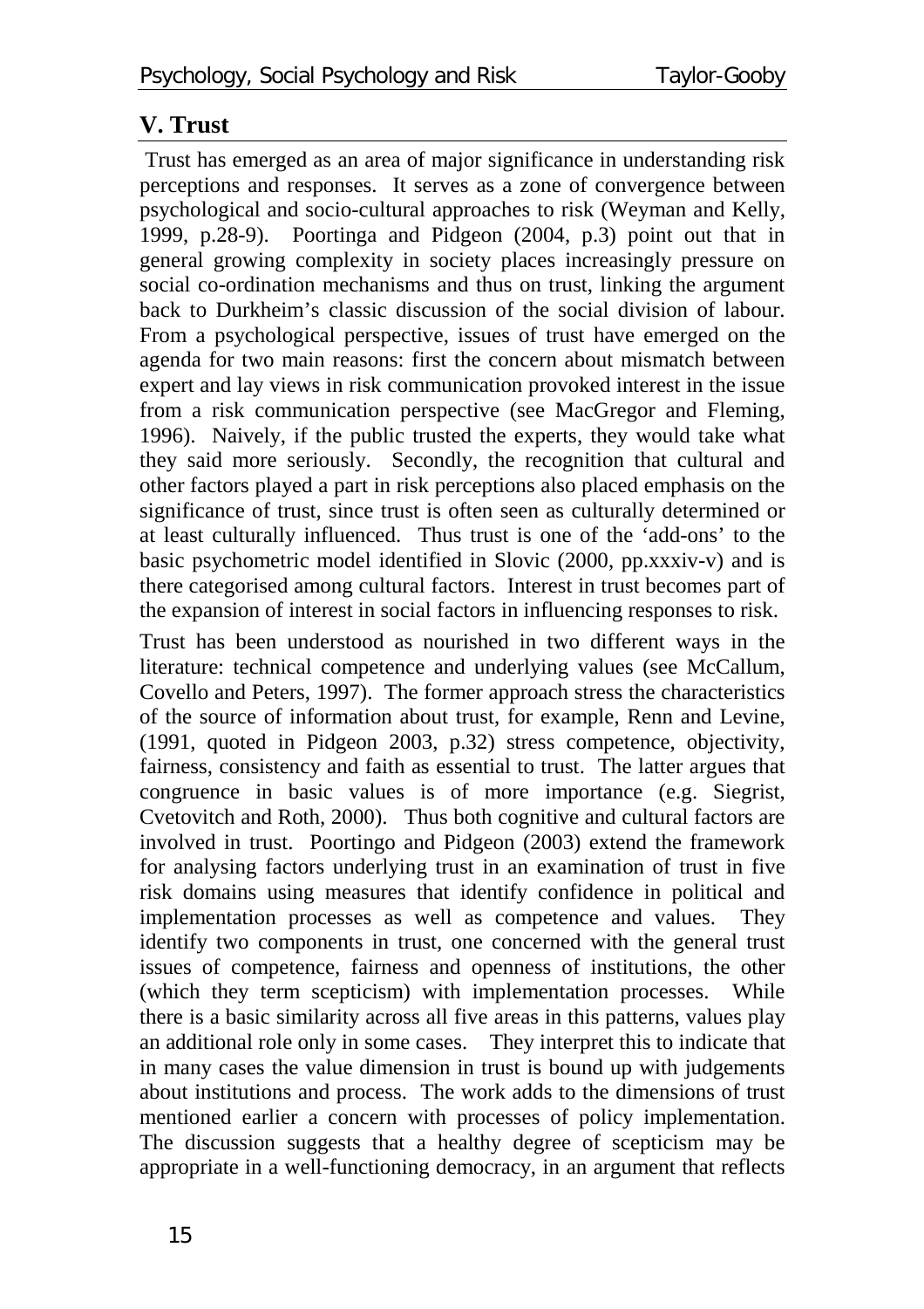## V. Trust

Trust has emerged as an area of major significance in understanding risk perceptions and responses. It serves as a zone of convergence between psychological and socio-cultural approaches to risk (Weyman and Kelly, 1999, p.28-9). Poortinga and Pidgeon (2004, p.3) point out that in general growing complexity in society places increasingly pressure on social co-ordination mechanisms and thus on trust, linking the argument back to Durkheim's classic discussion of the social division of labour. From a psychological perspective, issues of trust have emerged on the agenda for two main reasons: first the concern about mismatch between expert and lay views in risk communication provoked interest in the issue from a risk communication perspective (see MacGregor and Fleming, 1996). Naively, if the public trusted the experts, they would take what they said more seriously. Secondly, the recognition that cultural and other factors played a part in risk perceptions also placed emphasis on the significance of trust, since trust is often seen as culturally determined or at least culturally influenced. Thus trust is one of the 'add-ons' to the basic psychometric model identified in Slovic (2000, pp.xxxiv-v) and is there categorised among cultural factors. Interest in trust becomes part of the expansion of interest in social factors in influencing responses to risk.

Trust has been understood as nourished in two different ways in the literature: technical competence and underlying values (see McCallum, Covello and Peters, 1997). The former approach stress the characteristics of the source of information about trust, for example, Renn and Levine, (1991, quoted in Pidgeon 2003, p.32) stress competence, objectivity, fairness, consistency and faith as essential to trust. The latter argues that congruence in basic values is of more importance (e.g. Siegrist, Cvetovitch and Roth, 2000). Thus both cognitive and cultural factors are involved in trust. Poortingo and Pidgeon (2003) extend the framework for analysing factors underlying trust in an examination of trust in five risk domains using measures that identify confidence in political and implementation processes as well as competence and values. They identify two components in trust, one concerned with the general trust issues of competence, fairness and openness of institutions, the other (which they term scepticism) with implementation processes. While there is a basic similarity across all five areas in this patterns, values play an additional role only in some cases. They interpret this to indicate that in many cases the value dimension in trust is bound up with judgements about institutions and process. The work adds to the dimensions of trust mentioned earlier a concern with processes of policy implementation. The discussion suggests that a healthy degree of scepticism may be appropriate in a well-functioning democracy, in an argument that reflects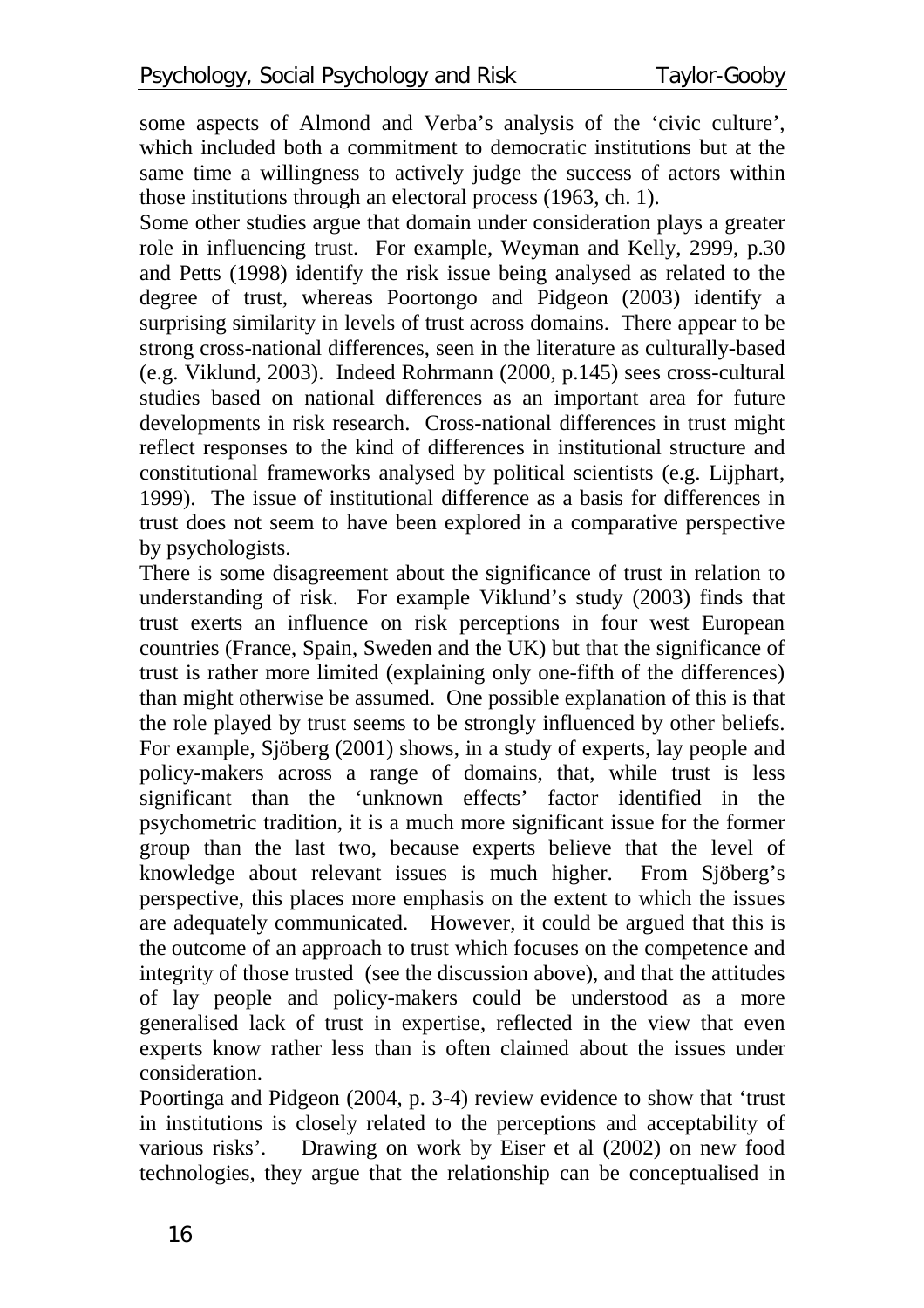some aspects of Almond and Verba's analysis of the 'civic culture', which included both a commitment to democratic institutions but at the same time a willingness to actively judge the success of actors within those institutions through an electoral process (1963, ch. 1).

Some other studies argue that domain under consideration plays a greater role in influencing trust. For example, Weyman and Kelly, 2999, p.30 and Petts (1998) identify the risk issue being analysed as related to the degree of trust, whereas Poortongo and Pidgeon (2003) identify a surprising similarity in levels of trust across domains. There appear to be strong cross-national differences, seen in the literature as culturally-based (e.g. Viklund, 2003). Indeed Rohrmann (2000, p.145) sees cross-cultural studies based on national differences as an important area for future developments in risk research. Cross-national differences in trust might reflect responses to the kind of differences in institutional structure and constitutional frameworks analysed by political scientists (e.g. Lijphart, 1999). The issue of institutional difference as a basis for differences in trust does not seem to have been explored in a comparative perspective by psychologists.

There is some disagreement about the significance of trust in relation to understanding of risk. For example Viklund's study (2003) finds that trust exerts an influence on risk perceptions in four west European countries (France, Spain, Sweden and the UK) but that the significance of trust is rather more limited (explaining only one-fifth of the differences) than might otherwise be assumed. One possible explanation of this is that the role played by trust seems to be strongly influenced by other beliefs. For example, Sjöberg (2001) shows, in a study of experts, lay people and policy-makers across a range of domains, that, while trust is less significant than the 'unknown effects' factor identified in the psychometric tradition, it is a much more significant issue for the former group than the last two, because experts believe that the level of knowledge about relevant issues is much higher. From Sjöberg's perspective, this places more emphasis on the extent to which the issues are adequately communicated. However, it could be argued that this is the outcome of an approach to trust which focuses on the competence and integrity of those trusted (see the discussion above), and that the attitudes of lay people and policy-makers could be understood as a more generalised lack of trust in expertise, reflected in the view that even experts know rather less than is often claimed about the issues under consideration.

Poortinga and Pidgeon (2004, p. 3-4) review evidence to show that 'trust in institutions is closely related to the perceptions and acceptability of various risks'. Drawing on work by Eiser et al (2002) on new food technologies, they argue that the relationship can be conceptualised in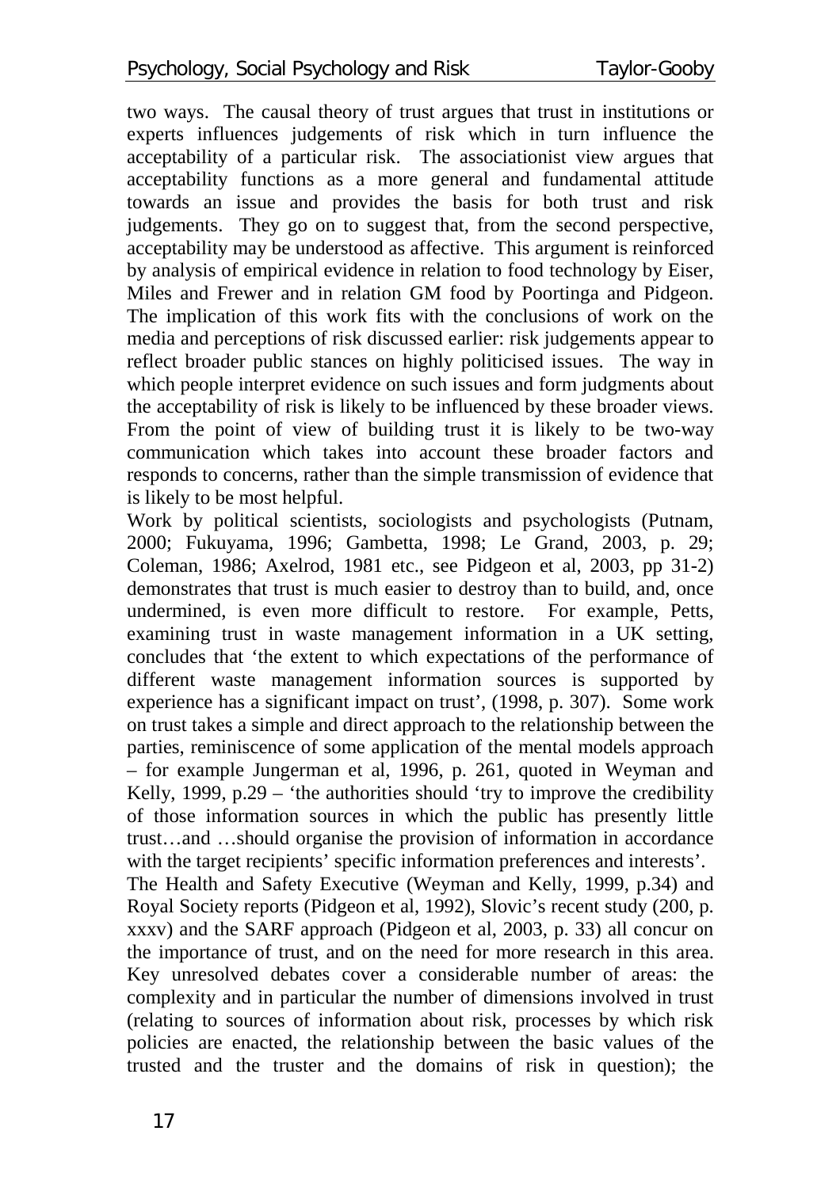two ways. The causal theory of trust argues that trust in institutions or experts influences judgements of risk which in turn influence the acceptability of a particular risk. The associationist view argues that acceptability functions as a more general and fundamental attitude towards an issue and provides the basis for both trust and risk judgements. They go on to suggest that, from the second perspective, acceptability may be understood as affective. This argument is reinforced by analysis of empirical evidence in relation to food technology by Eiser, Miles and Frewer and in relation GM food by Poortinga and Pidgeon. The implication of this work fits with the conclusions of work on the media and perceptions of risk discussed earlier: risk judgements appear to reflect broader public stances on highly politicised issues. The way in which people interpret evidence on such issues and form judgments about the acceptability of risk is likely to be influenced by these broader views. From the point of view of building trust it is likely to be two-way communication which takes into account these broader factors and responds to concerns, rather than the simple transmission of evidence that is likely to be most helpful.

Work by political scientists, sociologists and psychologists (Putnam, 2000; Fukuyama, 1996; Gambetta, 1998; Le Grand, 2003, p. 29; Coleman, 1986; Axelrod, 1981 etc., see Pidgeon et al, 2003, pp 31-2) demonstrates that trust is much easier to destroy than to build, and, once undermined, is even more difficult to restore. For example, Petts, examining trust in waste management information in a UK setting, concludes that 'the extent to which expectations of the performance of different waste management information sources is supported by experience has a significant impact on trust', (1998, p. 307). Some work on trust takes a simple and direct approach to the relationship between the parties, reminiscence of some application of the mental models approach – for example Jungerman et al, 1996, p. 261, quoted in Weyman and Kelly, 1999, p.29 – 'the authorities should 'try to improve the credibility of those information sources in which the public has presently little trust…and …should organise the provision of information in accordance with the target recipients' specific information preferences and interests'.

The Health and Safety Executive (Weyman and Kelly, 1999, p.34) and Royal Society reports (Pidgeon et al, 1992), Slovic's recent study (200, p. xxxv) and the SARF approach (Pidgeon et al, 2003, p. 33) all concur on the importance of trust, and on the need for more research in this area. Key unresolved debates cover a considerable number of areas: the complexity and in particular the number of dimensions involved in trust (relating to sources of information about risk, processes by which risk policies are enacted, the relationship between the basic values of the trusted and the truster and the domains of risk in question); the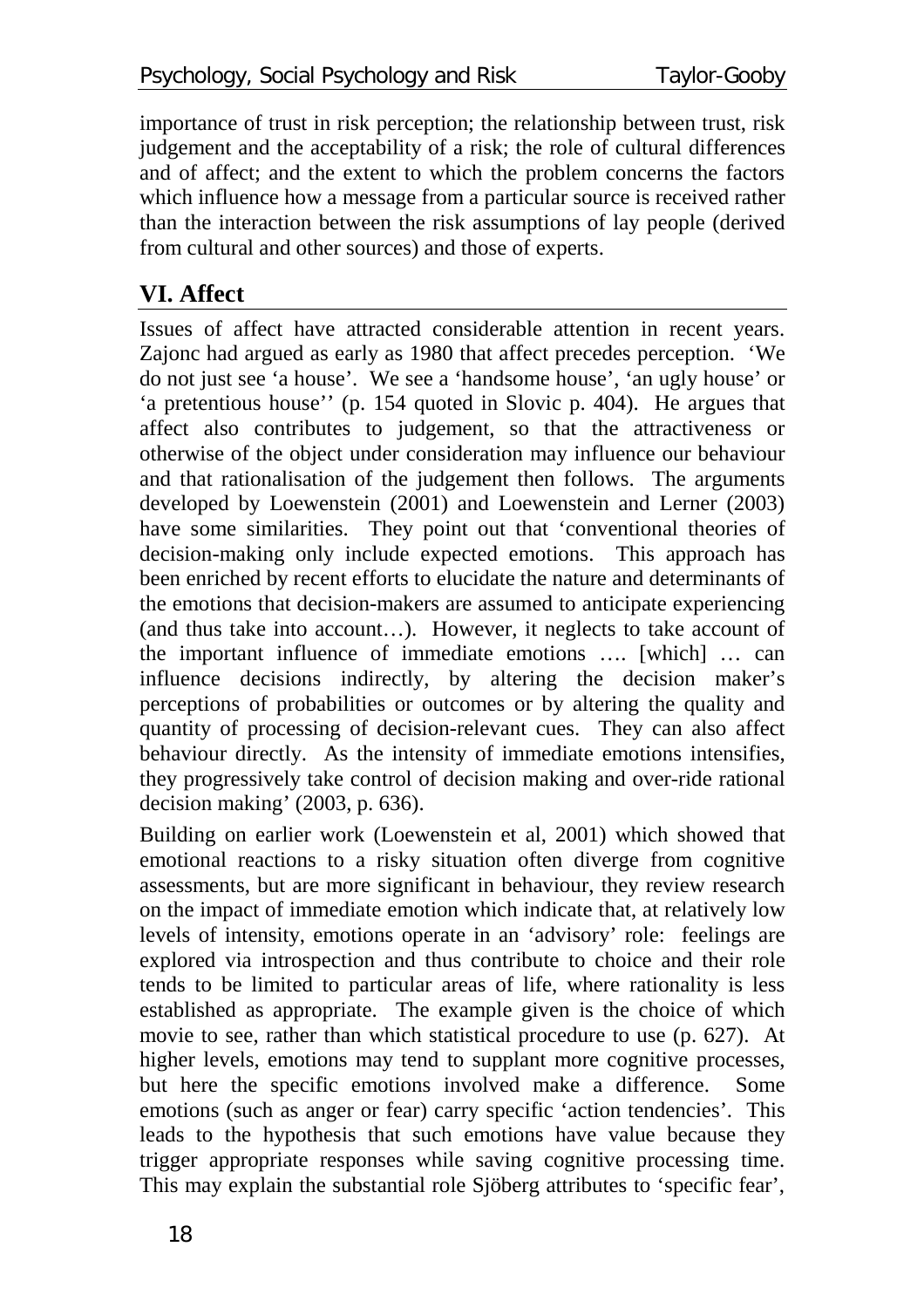importance of trust in risk perception; the relationship between trust, risk judgement and the acceptability of a risk; the role of cultural differences and of affect; and the extent to which the problem concerns the factors which influence how a message from a particular source is received rather than the interaction between the risk assumptions of lay people (derived from cultural and other sources) and those of experts.

## VI. Affect

Issues of affect have attracted considerable attention in recent years. Zajonc had argued as early as 1980 that affect precedes perception. 'We do not just see 'a house'. We see a 'handsome house', 'an ugly house' or 'a pretentious house'' (p. 154 quoted in Slovic p. 404). He argues that affect also contributes to judgement, so that the attractiveness or otherwise of the object under consideration may influence our behaviour and that rationalisation of the judgement then follows. The arguments developed by Loewenstein (2001) and Loewenstein and Lerner (2003) have some similarities. They point out that 'conventional theories of decision-making only include expected emotions. This approach has been enriched by recent efforts to elucidate the nature and determinants of the emotions that decision-makers are assumed to anticipate experiencing (and thus take into account…). However, it neglects to take account of the important influence of immediate emotions …. [which] … can influence decisions indirectly, by altering the decision maker's perceptions of probabilities or outcomes or by altering the quality and quantity of processing of decision-relevant cues. They can also affect behaviour directly. As the intensity of immediate emotions intensifies, they progressively take control of decision making and over-ride rational decision making' (2003, p. 636).

Building on earlier work (Loewenstein et al, 2001) which showed that emotional reactions to a risky situation often diverge from cognitive assessments, but are more significant in behaviour, they review research on the impact of immediate emotion which indicate that, at relatively low levels of intensity, emotions operate in an 'advisory' role: feelings are explored via introspection and thus contribute to choice and their role tends to be limited to particular areas of life, where rationality is less established as appropriate. The example given is the choice of which movie to see, rather than which statistical procedure to use (p. 627). At higher levels, emotions may tend to supplant more cognitive processes, but here the specific emotions involved make a difference. Some emotions (such as anger or fear) carry specific 'action tendencies'. This leads to the hypothesis that such emotions have value because they trigger appropriate responses while saving cognitive processing time. This may explain the substantial role Sjöberg attributes to 'specific fear',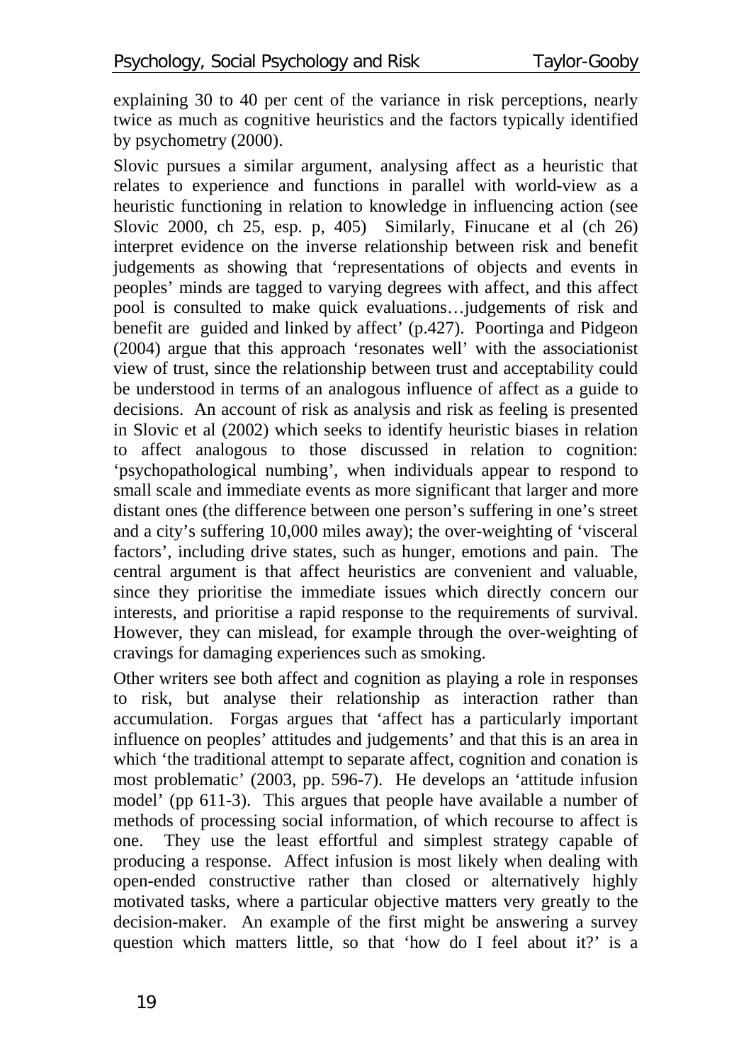explaining 30 to 40 per cent of the variance in risk perceptions, nearly twice as much as cognitive heuristics and the factors typically identified by psychometry (2000).

Slovic pursues a similar argument, analysing affect as a heuristic that relates to experience and functions in parallel with world-view as a heuristic functioning in relation to knowledge in influencing action (see Slovic 2000, ch 25, esp. p, 405) Similarly, Finucane et al (ch 26) interpret evidence on the inverse relationship between risk and benefit judgements as showing that 'representations of objects and events in peoples' minds are tagged to varying degrees with affect, and this affect pool is consulted to make quick evaluations…judgements of risk and benefit are guided and linked by affect' (p.427). Poortinga and Pidgeon (2004) argue that this approach 'resonates well' with the associationist view of trust, since the relationship between trust and acceptability could be understood in terms of an analogous influence of affect as a guide to decisions. An account of risk as analysis and risk as feeling is presented in Slovic et al (2002) which seeks to identify heuristic biases in relation to affect analogous to those discussed in relation to cognition: 'psychopathological numbing', when individuals appear to respond to small scale and immediate events as more significant that larger and more distant ones (the difference between one person's suffering in one's street and a city's suffering 10,000 miles away); the over-weighting of 'visceral factors', including drive states, such as hunger, emotions and pain. The central argument is that affect heuristics are convenient and valuable, since they prioritise the immediate issues which directly concern our interests, and prioritise a rapid response to the requirements of survival. However, they can mislead, for example through the over-weighting of cravings for damaging experiences such as smoking.

Other writers see both affect and cognition as playing a role in responses to risk, but analyse their relationship as interaction rather than accumulation. Forgas argues that 'affect has a particularly important influence on peoples' attitudes and judgements' and that this is an area in which 'the traditional attempt to separate affect, cognition and conation is most problematic' (2003, pp. 596-7). He develops an 'attitude infusion model' (pp 611-3). This argues that people have available a number of methods of processing social information, of which recourse to affect is one. They use the least effortful and simplest strategy capable of producing a response. Affect infusion is most likely when dealing with open-ended constructive rather than closed or alternatively highly motivated tasks, where a particular objective matters very greatly to the decision-maker. An example of the first might be answering a survey question which matters little, so that 'how do I feel about it?' is a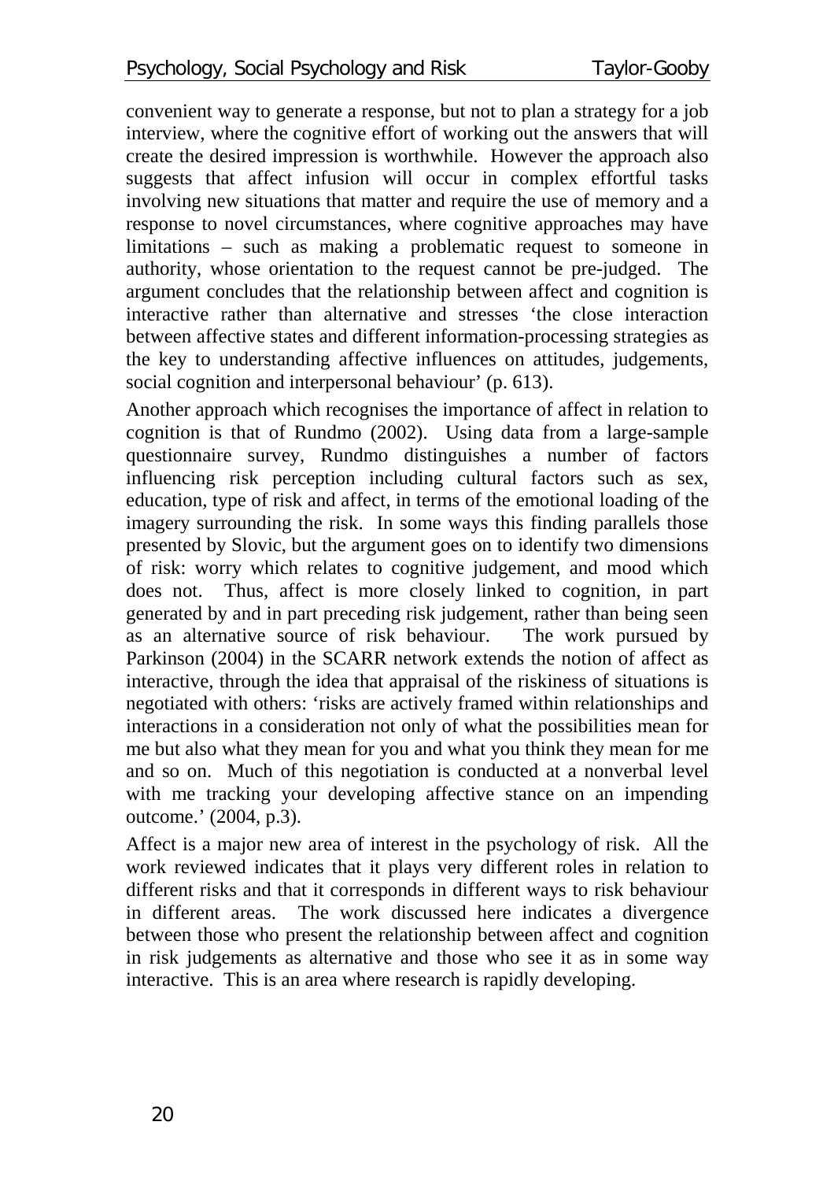convenient way to generate a response, but not to plan a strategy for a job interview, where the cognitive effort of working out the answers that will create the desired impression is worthwhile. However the approach also suggests that affect infusion will occur in complex effortful tasks involving new situations that matter and require the use of memory and a response to novel circumstances, where cognitive approaches may have limitations – such as making a problematic request to someone in authority, whose orientation to the request cannot be pre-judged. The argument concludes that the relationship between affect and cognition is interactive rather than alternative and stresses 'the close interaction between affective states and different information-processing strategies as the key to understanding affective influences on attitudes, judgements, social cognition and interpersonal behaviour' (p. 613).

Another approach which recognises the importance of affect in relation to cognition is that of Rundmo (2002). Using data from a large-sample questionnaire survey, Rundmo distinguishes a number of factors influencing risk perception including cultural factors such as sex, education, type of risk and affect, in terms of the emotional loading of the imagery surrounding the risk. In some ways this finding parallels those presented by Slovic, but the argument goes on to identify two dimensions of risk: worry which relates to cognitive judgement, and mood which does not. Thus, affect is more closely linked to cognition, in part generated by and in part preceding risk judgement, rather than being seen as an alternative source of risk behaviour. The work pursued by Parkinson (2004) in the SCARR network extends the notion of affect as interactive, through the idea that appraisal of the riskiness of situations is negotiated with others: 'risks are actively framed within relationships and interactions in a consideration not only of what the possibilities mean for me but also what they mean for you and what you think they mean for me and so on. Much of this negotiation is conducted at a nonverbal level with me tracking your developing affective stance on an impending outcome.' (2004, p.3).

Affect is a major new area of interest in the psychology of risk. All the work reviewed indicates that it plays very different roles in relation to different risks and that it corresponds in different ways to risk behaviour in different areas. The work discussed here indicates a divergence between those who present the relationship between affect and cognition in risk judgements as alternative and those who see it as in some way interactive. This is an area where research is rapidly developing.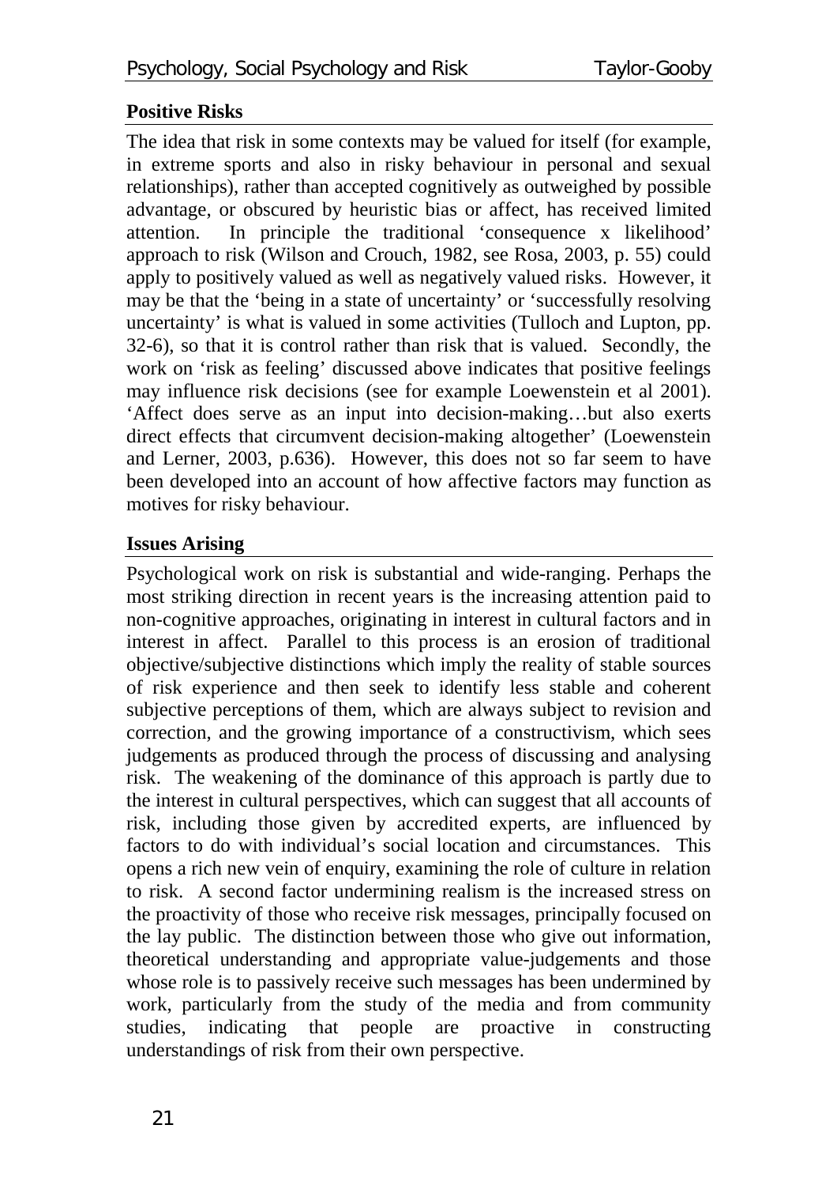## Positive Risks

The idea that risk in some contexts may be valued for itself (for example, in extreme sports and also in risky behaviour in personal and sexual relationships), rather than accepted cognitively as outweighed by possible advantage, or obscured by heuristic bias or affect, has received limited attention. In principle the traditional 'consequence x likelihood' approach to risk (Wilson and Crouch, 1982, see Rosa, 2003, p. 55) could apply to positively valued as well as negatively valued risks. However, it may be that the 'being in a state of uncertainty' or 'successfully resolving uncertainty' is what is valued in some activities (Tulloch and Lupton, pp. 32-6), so that it is control rather than risk that is valued. Secondly, the work on 'risk as feeling' discussed above indicates that positive feelings may influence risk decisions (see for example Loewenstein et al 2001). 'Affect does serve as an input into decision-making…but also exerts direct effects that circumvent decision-making altogether' (Loewenstein and Lerner, 2003, p.636). However, this does not so far seem to have been developed into an account of how affective factors may function as motives for risky behaviour.

## Issues Arising

Psychological work on risk is substantial and wide-ranging. Perhaps the most striking direction in recent years is the increasing attention paid to non-cognitive approaches, originating in interest in cultural factors and in interest in affect. Parallel to this process is an erosion of traditional objective/subjective distinctions which imply the reality of stable sources of risk experience and then seek to identify less stable and coherent subjective perceptions of them, which are always subject to revision and correction, and the growing importance of a constructivism, which sees judgements as produced through the process of discussing and analysing risk. The weakening of the dominance of this approach is partly due to the interest in cultural perspectives, which can suggest that all accounts of risk, including those given by accredited experts, are influenced by factors to do with individual's social location and circumstances. This opens a rich new vein of enquiry, examining the role of culture in relation to risk. A second factor undermining realism is the increased stress on the proactivity of those who receive risk messages, principally focused on the lay public. The distinction between those who give out information, theoretical understanding and appropriate value-judgements and those whose role is to passively receive such messages has been undermined by work, particularly from the study of the media and from community studies, indicating that people are proactive in constructing understandings of risk from their own perspective.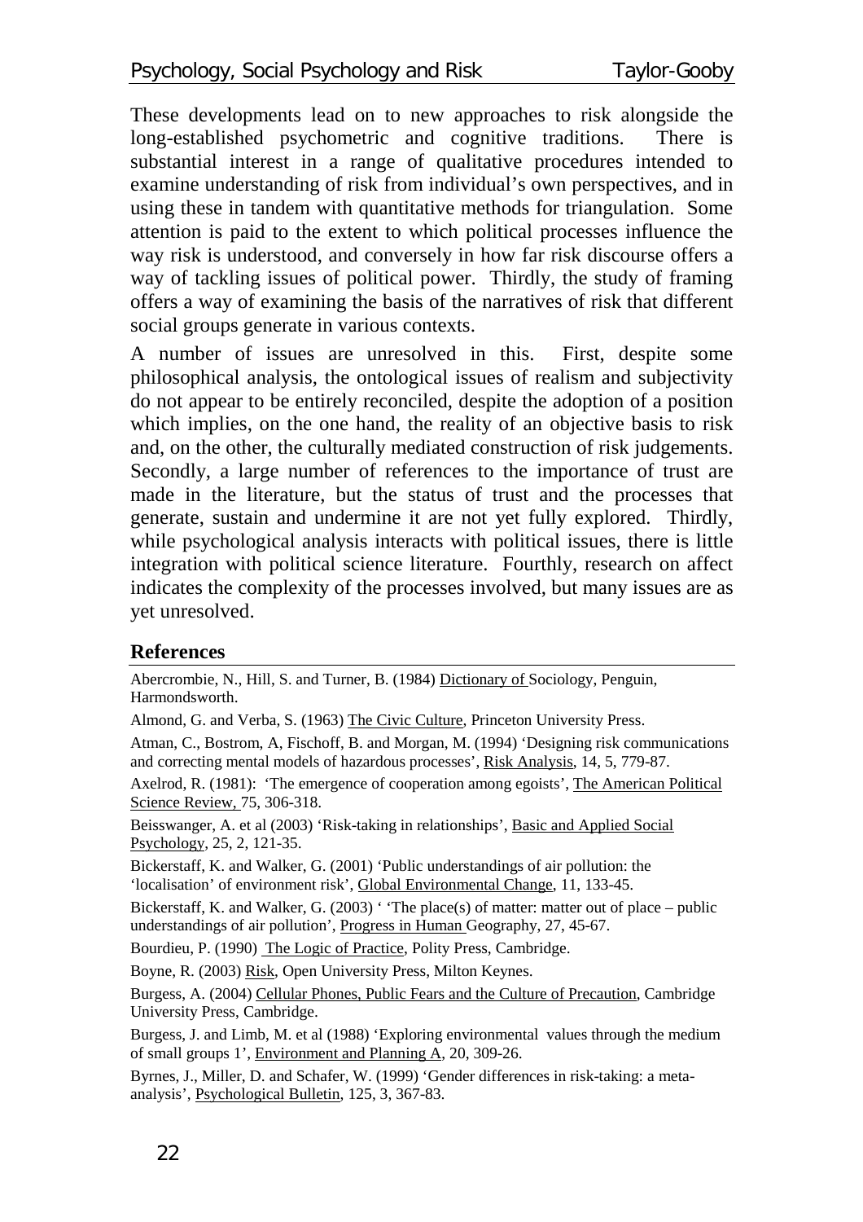These developments lead on to new approaches to risk alongside the long-established psychometric and cognitive traditions. There is substantial interest in a range of qualitative procedures intended to examine understanding of risk from individual's own perspectives, and in using these in tandem with quantitative methods for triangulation. Some attention is paid to the extent to which political processes influence the way risk is understood, and conversely in how far risk discourse offers a way of tackling issues of political power. Thirdly, the study of framing offers a way of examining the basis of the narratives of risk that different social groups generate in various contexts.

A number of issues are unresolved in this. First, despite some philosophical analysis, the ontological issues of realism and subjectivity do not appear to be entirely reconciled, despite the adoption of a position which implies, on the one hand, the reality of an objective basis to risk and, on the other, the culturally mediated construction of risk judgements. Secondly, a large number of references to the importance of trust are made in the literature, but the status of trust and the processes that generate, sustain and undermine it are not yet fully explored. Thirdly, while psychological analysis interacts with political issues, there is little integration with political science literature. Fourthly, research on affect indicates the complexity of the processes involved, but many issues are as yet unresolved.

## References

Abercrombie, N., Hill, S. and Turner, B. (1984) Dictionary of Sociology, Penguin, Harmondsworth.

Almond, G. and Verba, S. (1963) The Civic Culture, Princeton University Press.

Atman, C., Bostrom, A, Fischoff, B. and Morgan, M. (1994) 'Designing risk communications and correcting mental models of hazardous processes', Risk Analysis, 14, 5, 779-87.

Axelrod, R. (1981): 'The emergence of cooperation among egoists', The American Political Science Review, 75, 306-318.

Beisswanger, A. et al (2003) 'Risk-taking in relationships', Basic and Applied Social Psychology, 25, 2, 121-35.

Bickerstaff, K. and Walker, G. (2001) 'Public understandings of air pollution: the 'localisation' of environment risk', Global Environmental Change, 11, 133-45.

Bickerstaff, K. and Walker, G. (2003) ' 'The place(s) of matter: matter out of place – public understandings of air pollution', Progress in Human Geography, 27, 45-67.

Bourdieu, P. (1990) The Logic of Practice, Polity Press, Cambridge.

Boyne, R. (2003) Risk, Open University Press, Milton Keynes.

Burgess, A. (2004) Cellular Phones, Public Fears and the Culture of Precaution, Cambridge University Press, Cambridge.

Burgess, J. and Limb, M. et al (1988) 'Exploring environmental values through the medium of small groups 1', Environment and Planning A, 20, 309-26.

Byrnes, J., Miller, D. and Schafer, W. (1999) 'Gender differences in risk-taking: a meta-analysis', Psychological Bulletin, 125, 3, 367-83.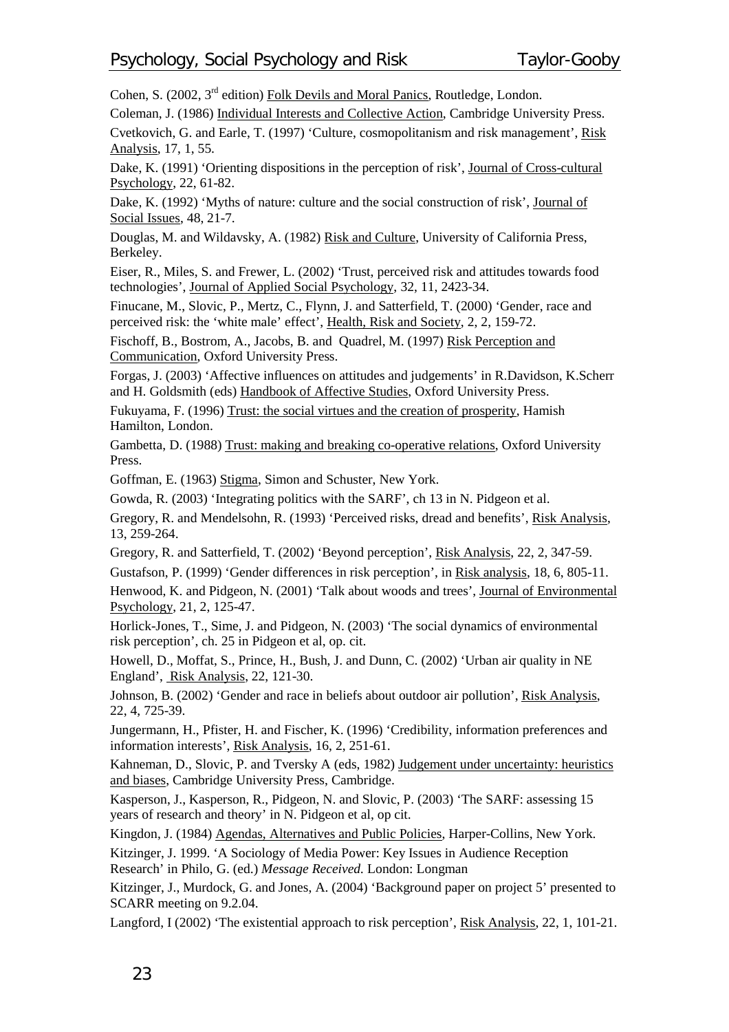Cohen, S. (2002, 3rd edition) Folk Devils and Moral Panics, Routledge, London.

Coleman, J. (1986) Individual Interests and Collective Action, Cambridge University Press.

Cvetkovich, G. and Earle, T. (1997) 'Culture, cosmopolitanism and risk management', Risk Analysis, 17, 1, 55.

Dake, K. (1991) 'Orienting dispositions in the perception of risk', Journal of Cross-cultural Psychology, 22, 61-82.

Dake, K. (1992) 'Myths of nature: culture and the social construction of risk', Journal of Social Issues, 48, 21-7.

Douglas, M. and Wildavsky, A. (1982) Risk and Culture, University of California Press, Berkeley.

Eiser, R., Miles, S. and Frewer, L. (2002) 'Trust, perceived risk and attitudes towards food technologies', Journal of Applied Social Psychology, 32, 11, 2423-34.

Finucane, M., Slovic, P., Mertz, C., Flynn, J. and Satterfield, T. (2000) 'Gender, race and perceived risk: the 'white male' effect', Health, Risk and Society, 2, 2, 159-72.

Fischoff, B., Bostrom, A., Jacobs, B. and Quadrel, M. (1997) Risk Perception and Communication, Oxford University Press.

Forgas, J. (2003) 'Affective influences on attitudes and judgements' in R.Davidson, K.Scherr and H. Goldsmith (eds) Handbook of Affective Studies, Oxford University Press.

Fukuyama, F. (1996) Trust: the social virtues and the creation of prosperity, Hamish Hamilton, London.

Gambetta, D. (1988) Trust: making and breaking co-operative relations, Oxford University Press.

Goffman, E. (1963) Stigma, Simon and Schuster, New York.

Gowda, R. (2003) 'Integrating politics with the SARF', ch 13 in N. Pidgeon et al.

Gregory, R. and Mendelsohn, R. (1993) 'Perceived risks, dread and benefits', Risk Analysis, 13, 259-264.

Gregory, R. and Satterfield, T. (2002) 'Beyond perception', Risk Analysis, 22, 2, 347-59.

Gustafson, P. (1999) 'Gender differences in risk perception', in Risk analysis, 18, 6, 805-11.

Henwood, K. and Pidgeon, N. (2001) 'Talk about woods and trees', Journal of Environmental Psychology, 21, 2, 125-47.

Horlick-Jones, T., Sime, J. and Pidgeon, N. (2003) 'The social dynamics of environmental risk perception', ch. 25 in Pidgeon et al, op. cit.

Howell, D., Moffat, S., Prince, H., Bush, J. and Dunn, C. (2002) 'Urban air quality in NE England', Risk Analysis, 22, 121-30.

Johnson, B. (2002) 'Gender and race in beliefs about outdoor air pollution', Risk Analysis, 22, 4, 725-39.

Jungermann, H., Pfister, H. and Fischer, K. (1996) 'Credibility, information preferences and information interests', Risk Analysis, 16, 2, 251-61.

Kahneman, D., Slovic, P. and Tversky A (eds, 1982) Judgement under uncertainty: heuristics and biases, Cambridge University Press, Cambridge.

Kasperson, J., Kasperson, R., Pidgeon, N. and Slovic, P. (2003) 'The SARF: assessing 15 years of research and theory' in N. Pidgeon et al, op cit.

Kingdon, J. (1984) Agendas, Alternatives and Public Policies, Harper-Collins, New York.

Kitzinger, J. 1999. 'A Sociology of Media Power: Key Issues in Audience Reception Research' in Philo, G. (ed.) *Message Received.* London: Longman

Kitzinger, J., Murdock, G. and Jones, A. (2004) 'Background paper on project 5' presented to SCARR meeting on 9.2.04.

Langford, I (2002) 'The existential approach to risk perception', Risk Analysis, 22, 1, 101-21.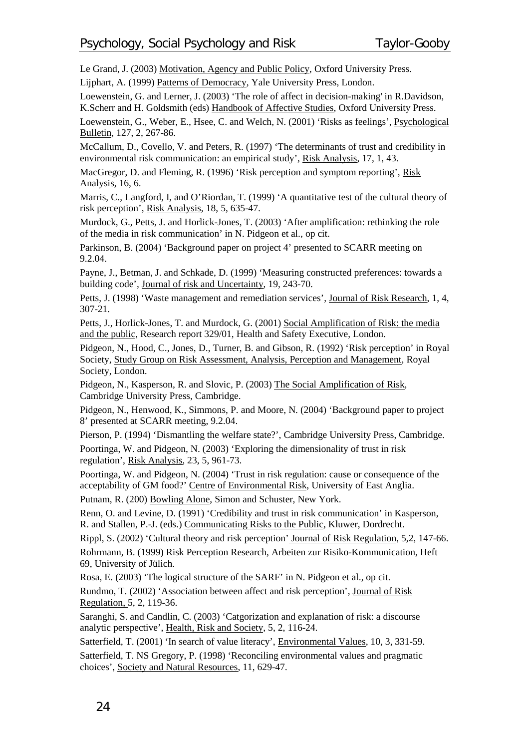Le Grand, J. (2003) Motivation, Agency and Public Policy, Oxford University Press.

Lijphart, A. (1999) Patterns of Democracy, Yale University Press, London.

Loewenstein, G. and Lerner, J. (2003) 'The role of affect in decision-making' in R.Davidson, K.Scherr and H. Goldsmith (eds) Handbook of Affective Studies, Oxford University Press.

Loewenstein, G., Weber, E., Hsee, C. and Welch, N. (2001) 'Risks as feelings', Psychological Bulletin, 127, 2, 267-86.

McCallum, D., Covello, V. and Peters, R. (1997) 'The determinants of trust and credibility in environmental risk communication: an empirical study', Risk Analysis, 17, 1, 43.

MacGregor, D. and Fleming, R. (1996) 'Risk perception and symptom reporting', Risk Analysis, 16, 6.

Marris, C., Langford, I, and O'Riordan, T. (1999) 'A quantitative test of the cultural theory of risk perception', Risk Analysis, 18, 5, 635-47.

Murdock, G., Petts, J. and Horlick-Jones, T. (2003) 'After amplification: rethinking the role of the media in risk communication' in N. Pidgeon et al., op cit.

Parkinson, B. (2004) 'Background paper on project 4' presented to SCARR meeting on 9.2.04.

Payne, J., Betman, J. and Schkade, D. (1999) 'Measuring constructed preferences: towards a building code', Journal of risk and Uncertainty, 19, 243-70.

Petts, J. (1998) 'Waste management and remediation services', Journal of Risk Research, 1, 4, 307-21.

Petts, J., Horlick-Jones, T. and Murdock, G. (2001) Social Amplification of Risk: the media and the public, Research report 329/01, Health and Safety Executive, London.

Pidgeon, N., Hood, C., Jones, D., Turner, B. and Gibson, R. (1992) 'Risk perception' in Royal Society, Study Group on Risk Assessment, Analysis, Perception and Management, Royal Society, London.

Pidgeon, N., Kasperson, R. and Slovic, P. (2003) The Social Amplification of Risk, Cambridge University Press, Cambridge.

Pidgeon, N., Henwood, K., Simmons, P. and Moore, N. (2004) 'Background paper to project 8' presented at SCARR meeting, 9.2.04.

Pierson, P. (1994) 'Dismantling the welfare state?', Cambridge University Press, Cambridge.

Poortinga, W. and Pidgeon, N. (2003) 'Exploring the dimensionality of trust in risk regulation', Risk Analysis, 23, 5, 961-73.

Poortinga, W. and Pidgeon, N. (2004) 'Trust in risk regulation: cause or consequence of the acceptability of GM food?' Centre of Environmental Risk, University of East Anglia.

Putnam, R. (200) Bowling Alone, Simon and Schuster, New York.

Renn, O. and Levine, D. (1991) 'Credibility and trust in risk communication' in Kasperson, R. and Stallen, P.-J. (eds.) Communicating Risks to the Public, Kluwer, Dordrecht.

Rippl, S. (2002) 'Cultural theory and risk perception' Journal of Risk Regulation, 5,2, 147-66.

Rohrmann, B. (1999) Risk Perception Research, Arbeiten zur Risiko-Kommunication, Heft 69, University of Jülich.

Rosa, E. (2003) 'The logical structure of the SARF' in N. Pidgeon et al., op cit.

Rundmo, T. (2002) 'Association between affect and risk perception', Journal of Risk Regulation, 5, 2, 119-36.

Saranghi, S. and Candlin, C. (2003) 'Catgorization and explanation of risk: a discourse analytic perspective', Health, Risk and Society, 5, 2, 116-24.

Satterfield, T. (2001) 'In search of value literacy', Environmental Values, 10, 3, 331-59.

Satterfield, T. NS Gregory, P. (1998) 'Reconciling environmental values and pragmatic choices', Society and Natural Resources, 11, 629-47.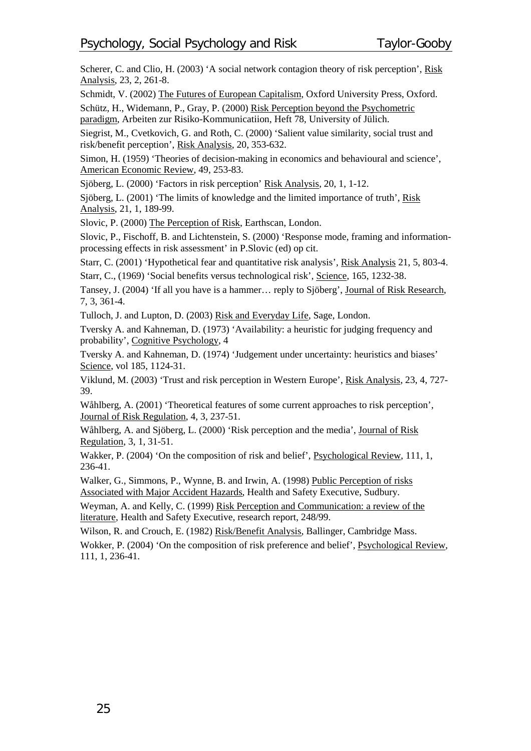Scherer, C. and Clio, H. (2003) 'A social network contagion theory of risk perception', Risk Analysis, 23, 2, 261-8.

Schmidt, V. (2002) The Futures of European Capitalism, Oxford University Press, Oxford.

Schütz, H., Widemann, P., Gray, P. (2000) Risk Perception beyond the Psychometric paradigm, Arbeiten zur Risiko-Kommunicatiion, Heft 78, University of Jülich.

Siegrist, M., Cvetkovich, G. and Roth, C. (2000) 'Salient value similarity, social trust and risk/benefit perception', Risk Analysis, 20, 353-632.

Simon, H. (1959) 'Theories of decision-making in economics and behavioural and science', American Economic Review, 49, 253-83.

Sjöberg, L. (2000) 'Factors in risk perception' Risk Analysis, 20, 1, 1-12.

Sjöberg, L. (2001) 'The limits of knowledge and the limited importance of truth', Risk Analysis, 21, 1, 189-99.

Slovic, P. (2000) The Perception of Risk, Earthscan, London.

Slovic, P., Fischoff, B. and Lichtenstein, S. (2000) 'Response mode, framing and information-processing effects in risk assessment' in P.Slovic (ed) op cit.

Starr, C. (2001) 'Hypothetical fear and quantitative risk analysis', Risk Analysis 21, 5, 803-4.

Starr, C., (1969) 'Social benefits versus technological risk', Science, 165, 1232-38.

Tansey, J. (2004) 'If all you have is a hammer… reply to Sjöberg', Journal of Risk Research, 7, 3, 361-4.

Tulloch, J. and Lupton, D. (2003) Risk and Everyday Life, Sage, London.

Tversky A. and Kahneman, D. (1973) 'Availability: a heuristic for judging frequency and probability', Cognitive Psychology, 4

Tversky A. and Kahneman, D. (1974) 'Judgement under uncertainty: heuristics and biases' Science, vol 185, 1124-31.

Viklund, M. (2003) 'Trust and risk perception in Western Europe', Risk Analysis, 23, 4, 727-39.

Wåhlberg, A. (2001) 'Theoretical features of some current approaches to risk perception', Journal of Risk Regulation, 4, 3, 237-51.

Wåhlberg, A. and Sjöberg, L. (2000) 'Risk perception and the media', Journal of Risk Regulation, 3, 1, 31-51.

Wakker, P. (2004) 'On the composition of risk and belief', Psychological Review, 111, 1, 236-41.

Walker, G., Simmons, P., Wynne, B. and Irwin, A. (1998) Public Perception of risks Associated with Major Accident Hazards, Health and Safety Executive, Sudbury.

Weyman, A. and Kelly, C. (1999) Risk Perception and Communication: a review of the literature, Health and Safety Executive, research report, 248/99.

Wilson, R. and Crouch, E. (1982) Risk/Benefit Analysis, Ballinger, Cambridge Mass.

Wokker, P. (2004) 'On the composition of risk preference and belief', Psychological Review, 111, 1, 236-41.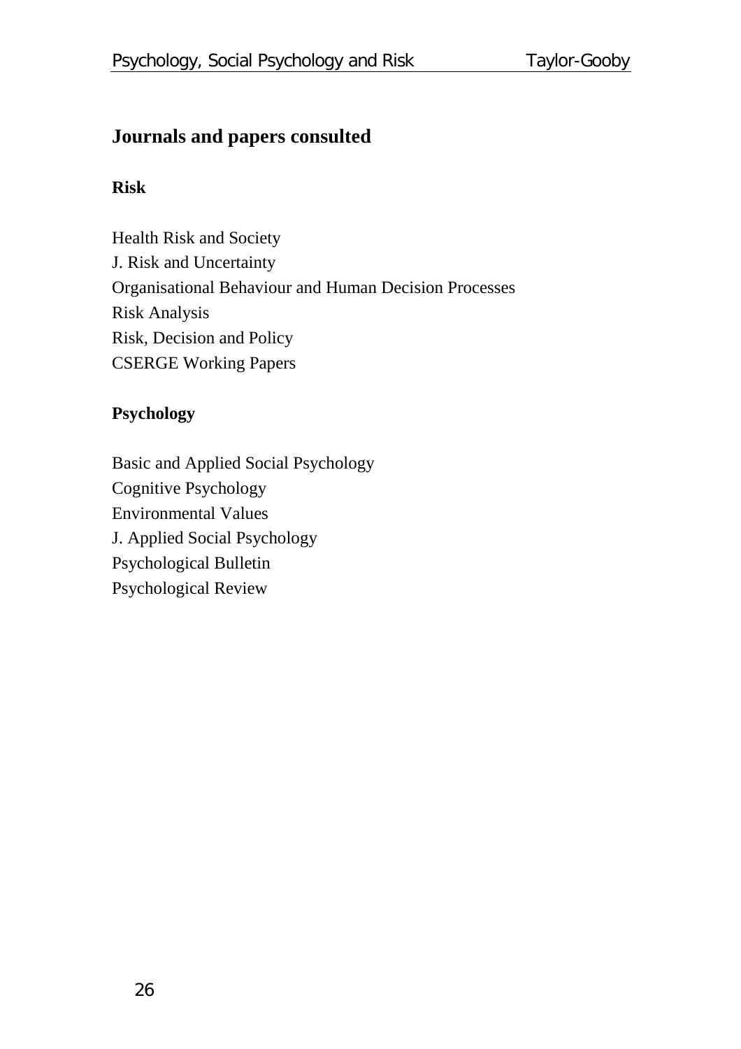## Journals and papers consulted

### Risk

Health Risk and Society
J. Risk and Uncertainty
Organisational Behaviour and Human Decision Processes
Risk Analysis
Risk, Decision and Policy
CSERGE Working Papers

### Psychology

Basic and Applied Social Psychology
Cognitive Psychology
Environmental Values
J. Applied Social Psychology
Psychological Bulletin
Psychological Review